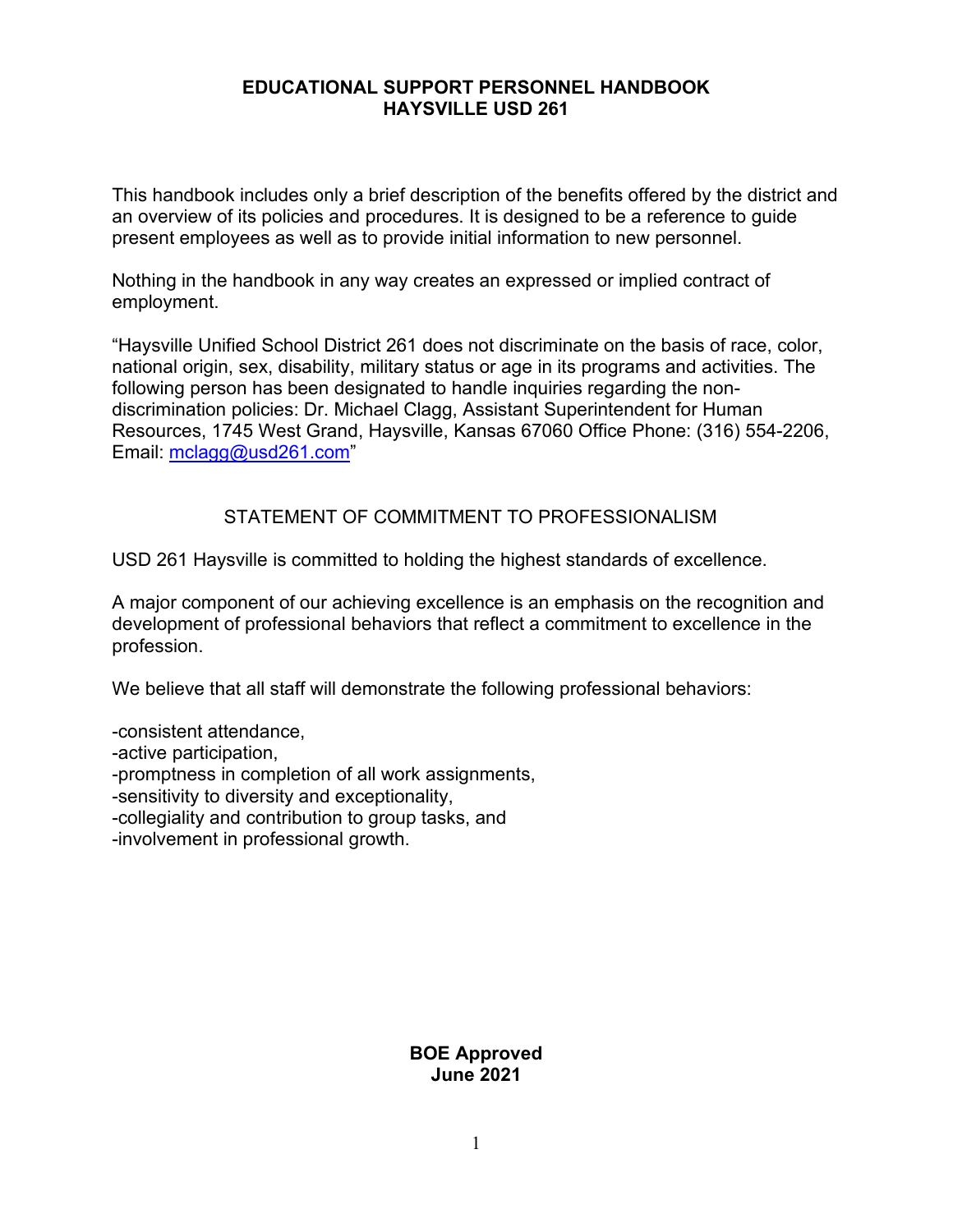# EDUCATIONAL SUPPORT PERSONNEL HANDBOOK
# HAYSVILLE USD 261

This handbook includes only a brief description of the benefits offered by the district and an overview of its policies and procedures. It is designed to be a reference to guide present employees as well as to provide initial information to new personnel.

Nothing in the handbook in any way creates an expressed or implied contract of employment.

"Haysville Unified School District 261 does not discriminate on the basis of race, color, national origin, sex, disability, military status or age in its programs and activities. The following person has been designated to handle inquiries regarding the non-discrimination policies: Dr. Michael Clagg, Assistant Superintendent for Human Resources, 1745 West Grand, Haysville, Kansas 67060 Office Phone: (316) 554-2206, Email: mclagg@usd261.com"

## STATEMENT OF COMMITMENT TO PROFESSIONALISM

USD 261 Haysville is committed to holding the highest standards of excellence.

A major component of our achieving excellence is an emphasis on the recognition and development of professional behaviors that reflect a commitment to excellence in the profession.

We believe that all staff will demonstrate the following professional behaviors:

-consistent attendance,
-active participation,
-promptness in completion of all work assignments,
-sensitivity to diversity and exceptionality,
-collegiality and contribution to group tasks, and
-involvement in professional growth.

**BOE Approved**
**June 2021**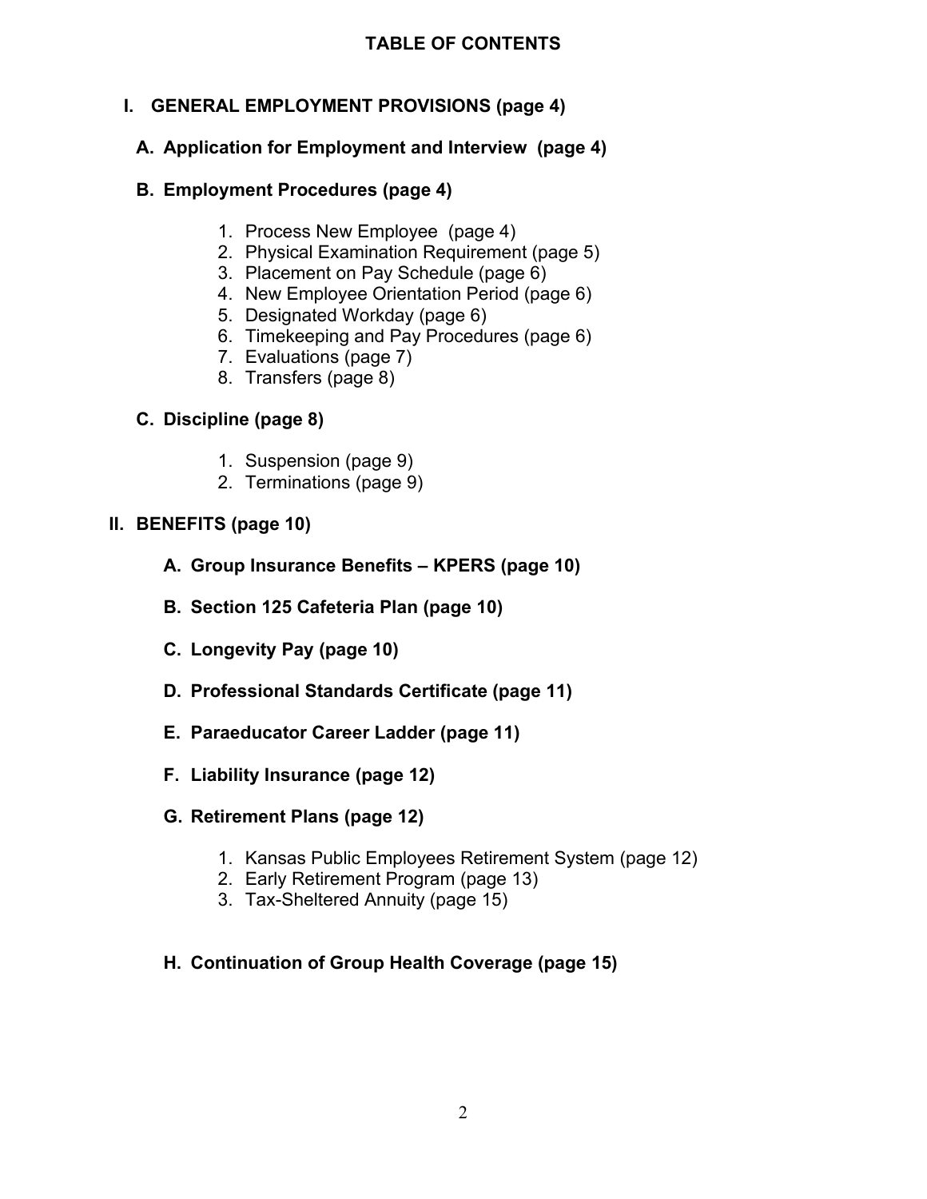# TABLE OF CONTENTS

**I. GENERAL EMPLOYMENT PROVISIONS (page 4)**

**A. Application for Employment and Interview (page 4)**

**B. Employment Procedures (page 4)**

1. Process New Employee (page 4)
2. Physical Examination Requirement (page 5)
3. Placement on Pay Schedule (page 6)
4. New Employee Orientation Period (page 6)
5. Designated Workday (page 6)
6. Timekeeping and Pay Procedures (page 6)
7. Evaluations (page 7)
8. Transfers (page 8)

**C. Discipline (page 8)**

1. Suspension (page 9)
2. Terminations (page 9)

**II. BENEFITS (page 10)**

**A. Group Insurance Benefits – KPERS (page 10)**

**B. Section 125 Cafeteria Plan (page 10)**

**C. Longevity Pay (page 10)**

**D. Professional Standards Certificate (page 11)**

**E. Paraeducator Career Ladder (page 11)**

**F. Liability Insurance (page 12)**

**G. Retirement Plans (page 12)**

1. Kansas Public Employees Retirement System (page 12)
2. Early Retirement Program (page 13)
3. Tax-Sheltered Annuity (page 15)

**H. Continuation of Group Health Coverage (page 15)**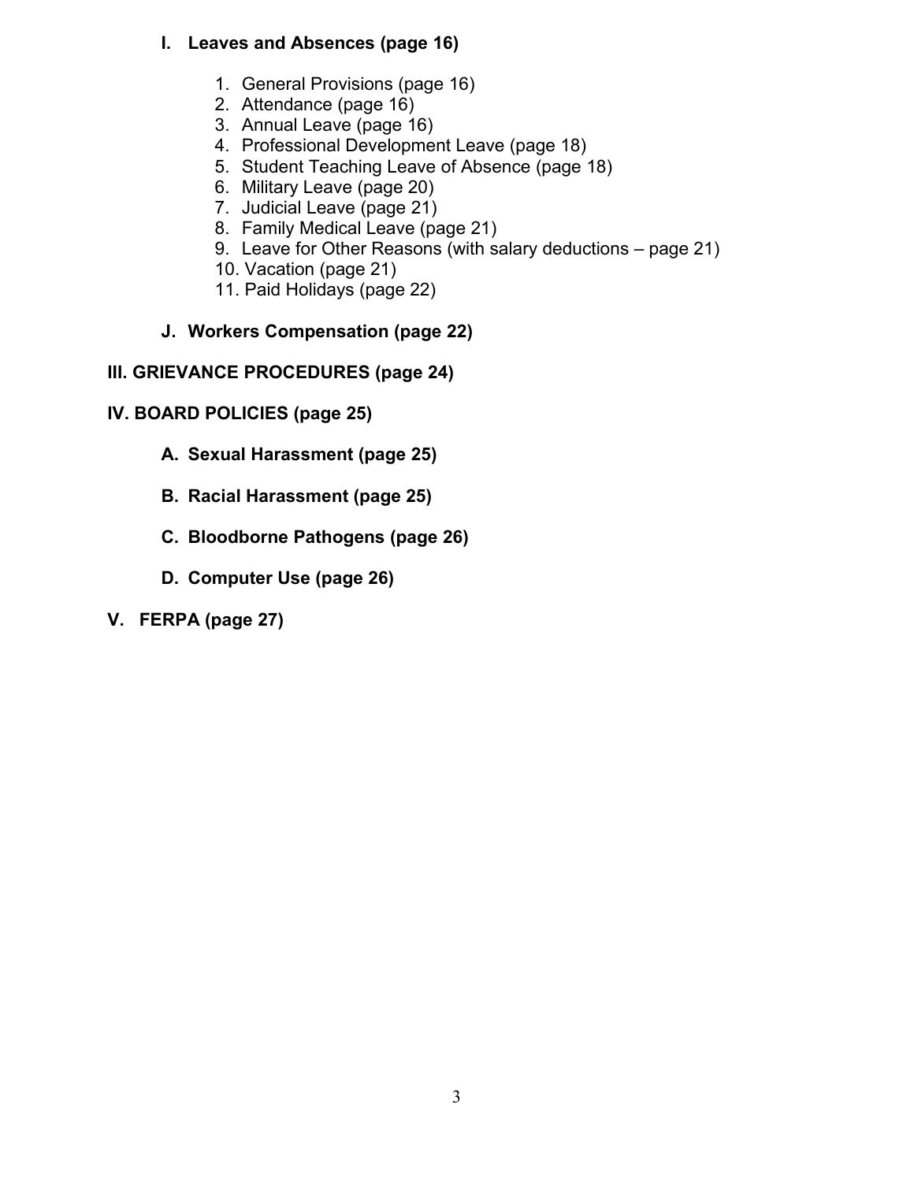- **I. Leaves and Absences (page 16)**

  1. General Provisions (page 16)
  2. Attendance (page 16)
  3. Annual Leave (page 16)
  4. Professional Development Leave (page 18)
  5. Student Teaching Leave of Absence (page 18)
  6. Military Leave (page 20)
  7. Judicial Leave (page 21)
  8. Family Medical Leave (page 21)
  9. Leave for Other Reasons (with salary deductions – page 21)
  10. Vacation (page 21)
  11. Paid Holidays (page 22)

- **J. Workers Compensation (page 22)**

**III. GRIEVANCE PROCEDURES (page 24)**

**IV. BOARD POLICIES (page 25)**

- **A. Sexual Harassment (page 25)**
- **B. Racial Harassment (page 25)**
- **C. Bloodborne Pathogens (page 26)**
- **D. Computer Use (page 26)**

**V. FERPA (page 27)**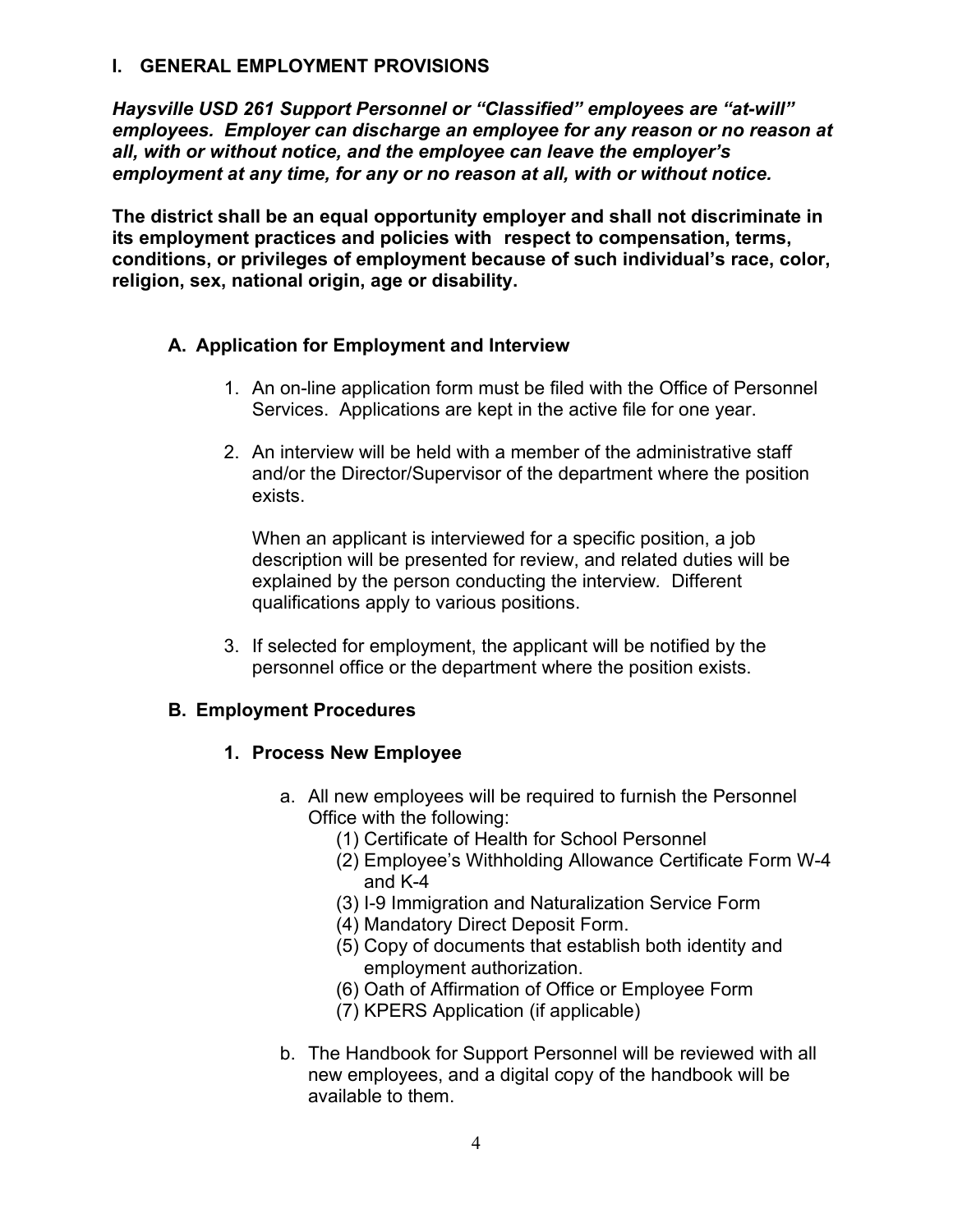## I. GENERAL EMPLOYMENT PROVISIONS

***Haysville USD 261 Support Personnel or "Classified" employees are "at-will" employees. Employer can discharge an employee for any reason or no reason at all, with or without notice, and the employee can leave the employer's employment at any time, for any or no reason at all, with or without notice.***

**The district shall be an equal opportunity employer and shall not discriminate in its employment practices and policies with respect to compensation, terms, conditions, or privileges of employment because of such individual's race, color, religion, sex, national origin, age or disability.**

### A. Application for Employment and Interview

1. An on-line application form must be filed with the Office of Personnel Services. Applications are kept in the active file for one year.

2. An interview will be held with a member of the administrative staff and/or the Director/Supervisor of the department where the position exists.

   When an applicant is interviewed for a specific position, a job description will be presented for review, and related duties will be explained by the person conducting the interview. Different qualifications apply to various positions.

3. If selected for employment, the applicant will be notified by the personnel office or the department where the position exists.

### B. Employment Procedures

#### 1. Process New Employee

a. All new employees will be required to furnish the Personnel Office with the following:
   - (1) Certificate of Health for School Personnel
   - (2) Employee's Withholding Allowance Certificate Form W-4 and K-4
   - (3) I-9 Immigration and Naturalization Service Form
   - (4) Mandatory Direct Deposit Form.
   - (5) Copy of documents that establish both identity and employment authorization.
   - (6) Oath of Affirmation of Office or Employee Form
   - (7) KPERS Application (if applicable)

b. The Handbook for Support Personnel will be reviewed with all new employees, and a digital copy of the handbook will be available to them.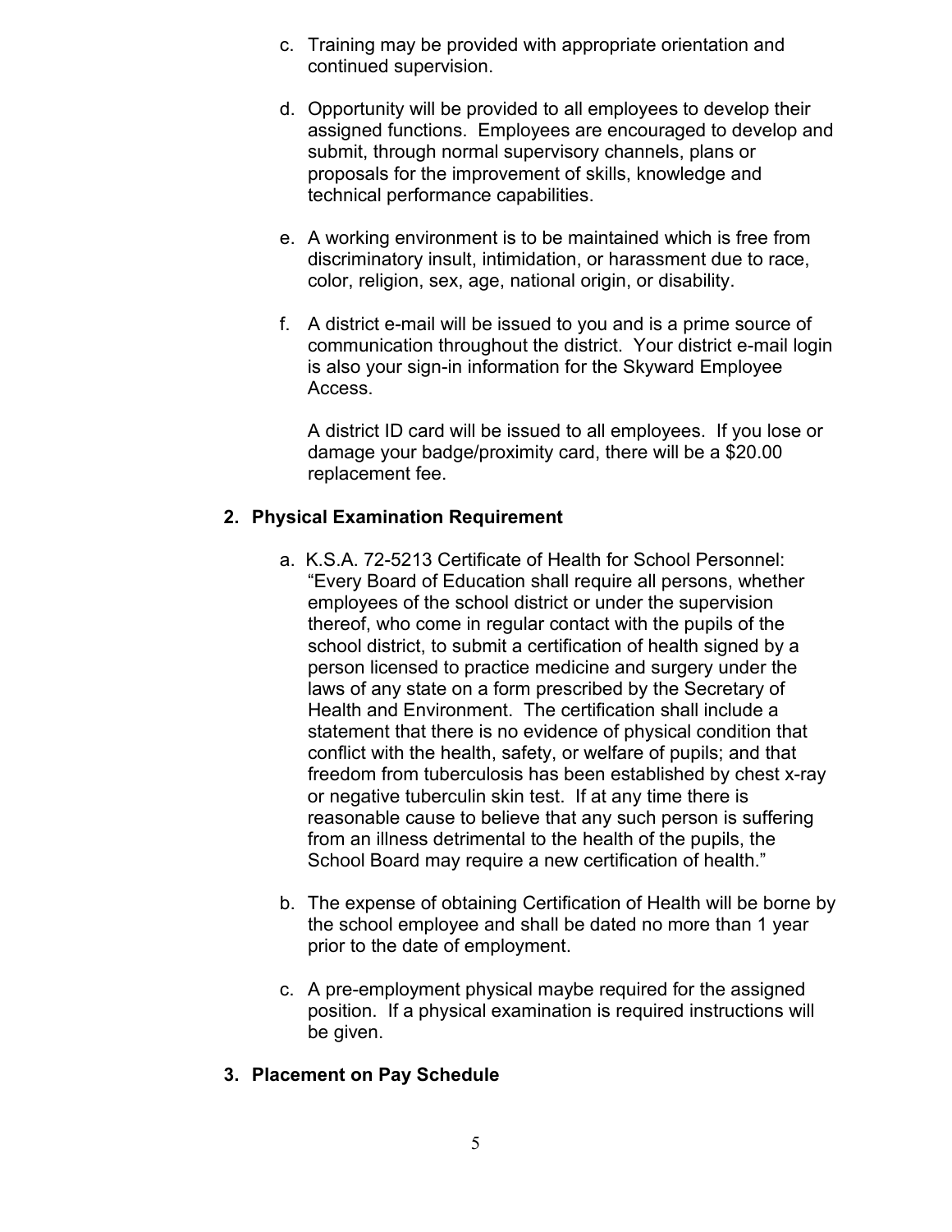c. Training may be provided with appropriate orientation and continued supervision.

d. Opportunity will be provided to all employees to develop their assigned functions. Employees are encouraged to develop and submit, through normal supervisory channels, plans or proposals for the improvement of skills, knowledge and technical performance capabilities.

e. A working environment is to be maintained which is free from discriminatory insult, intimidation, or harassment due to race, color, religion, sex, age, national origin, or disability.

f. A district e-mail will be issued to you and is a prime source of communication throughout the district. Your district e-mail login is also your sign-in information for the Skyward Employee Access.

   A district ID card will be issued to all employees. If you lose or damage your badge/proximity card, there will be a $20.00 replacement fee.

**2. Physical Examination Requirement**

a. K.S.A. 72-5213 Certificate of Health for School Personnel: "Every Board of Education shall require all persons, whether employees of the school district or under the supervision thereof, who come in regular contact with the pupils of the school district, to submit a certification of health signed by a person licensed to practice medicine and surgery under the laws of any state on a form prescribed by the Secretary of Health and Environment. The certification shall include a statement that there is no evidence of physical condition that conflict with the health, safety, or welfare of pupils; and that freedom from tuberculosis has been established by chest x-ray or negative tuberculin skin test. If at any time there is reasonable cause to believe that any such person is suffering from an illness detrimental to the health of the pupils, the School Board may require a new certification of health."

b. The expense of obtaining Certification of Health will be borne by the school employee and shall be dated no more than 1 year prior to the date of employment.

c. A pre-employment physical maybe required for the assigned position. If a physical examination is required instructions will be given.

**3. Placement on Pay Schedule**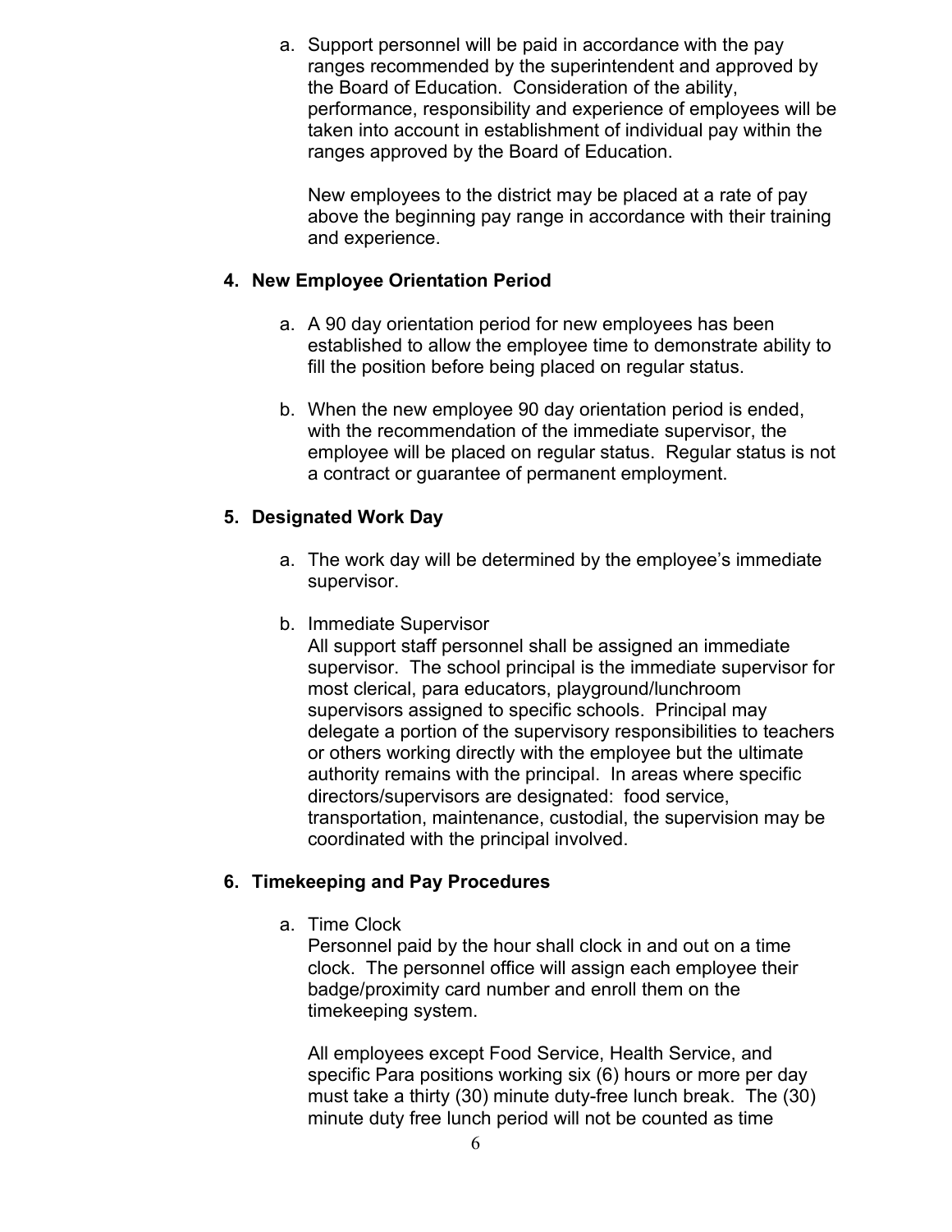a. Support personnel will be paid in accordance with the pay ranges recommended by the superintendent and approved by the Board of Education. Consideration of the ability, performance, responsibility and experience of employees will be taken into account in establishment of individual pay within the ranges approved by the Board of Education.

   New employees to the district may be placed at a rate of pay above the beginning pay range in accordance with their training and experience.

## 4. New Employee Orientation Period

a. A 90 day orientation period for new employees has been established to allow the employee time to demonstrate ability to fill the position before being placed on regular status.

b. When the new employee 90 day orientation period is ended, with the recommendation of the immediate supervisor, the employee will be placed on regular status. Regular status is not a contract or guarantee of permanent employment.

## 5. Designated Work Day

a. The work day will be determined by the employee's immediate supervisor.

b. Immediate Supervisor
   All support staff personnel shall be assigned an immediate supervisor. The school principal is the immediate supervisor for most clerical, para educators, playground/lunchroom supervisors assigned to specific schools. Principal may delegate a portion of the supervisory responsibilities to teachers or others working directly with the employee but the ultimate authority remains with the principal. In areas where specific directors/supervisors are designated: food service, transportation, maintenance, custodial, the supervision may be coordinated with the principal involved.

## 6. Timekeeping and Pay Procedures

a. Time Clock
   Personnel paid by the hour shall clock in and out on a time clock. The personnel office will assign each employee their badge/proximity card number and enroll them on the timekeeping system.

   All employees except Food Service, Health Service, and specific Para positions working six (6) hours or more per day must take a thirty (30) minute duty-free lunch break. The (30) minute duty free lunch period will not be counted as time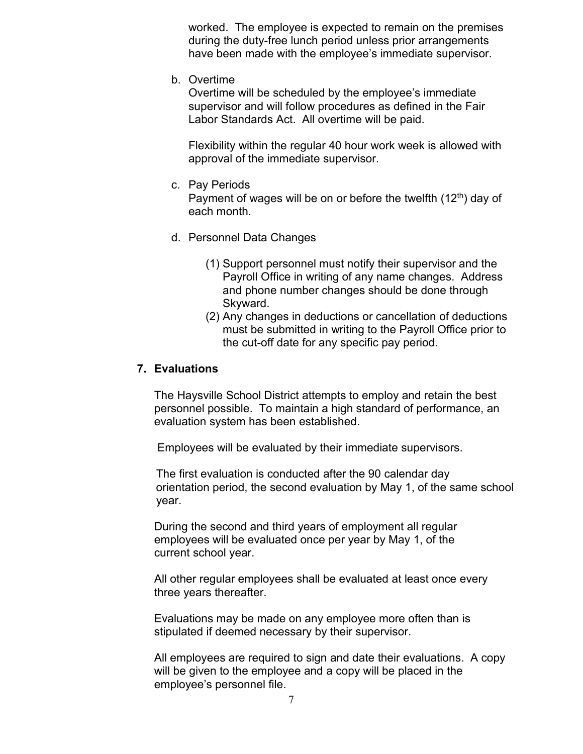worked. The employee is expected to remain on the premises during the duty-free lunch period unless prior arrangements have been made with the employee's immediate supervisor.

b. Overtime
   Overtime will be scheduled by the employee's immediate supervisor and will follow procedures as defined in the Fair Labor Standards Act. All overtime will be paid.

   Flexibility within the regular 40 hour work week is allowed with approval of the immediate supervisor.

c. Pay Periods
   Payment of wages will be on or before the twelfth (12th) day of each month.

d. Personnel Data Changes

   (1) Support personnel must notify their supervisor and the Payroll Office in writing of any name changes. Address and phone number changes should be done through Skyward.
   (2) Any changes in deductions or cancellation of deductions must be submitted in writing to the Payroll Office prior to the cut-off date for any specific pay period.

## 7. Evaluations

The Haysville School District attempts to employ and retain the best personnel possible. To maintain a high standard of performance, an evaluation system has been established.

Employees will be evaluated by their immediate supervisors.

The first evaluation is conducted after the 90 calendar day orientation period, the second evaluation by May 1, of the same school year.

During the second and third years of employment all regular employees will be evaluated once per year by May 1, of the current school year.

All other regular employees shall be evaluated at least once every three years thereafter.

Evaluations may be made on any employee more often than is stipulated if deemed necessary by their supervisor.

All employees are required to sign and date their evaluations. A copy will be given to the employee and a copy will be placed in the employee's personnel file.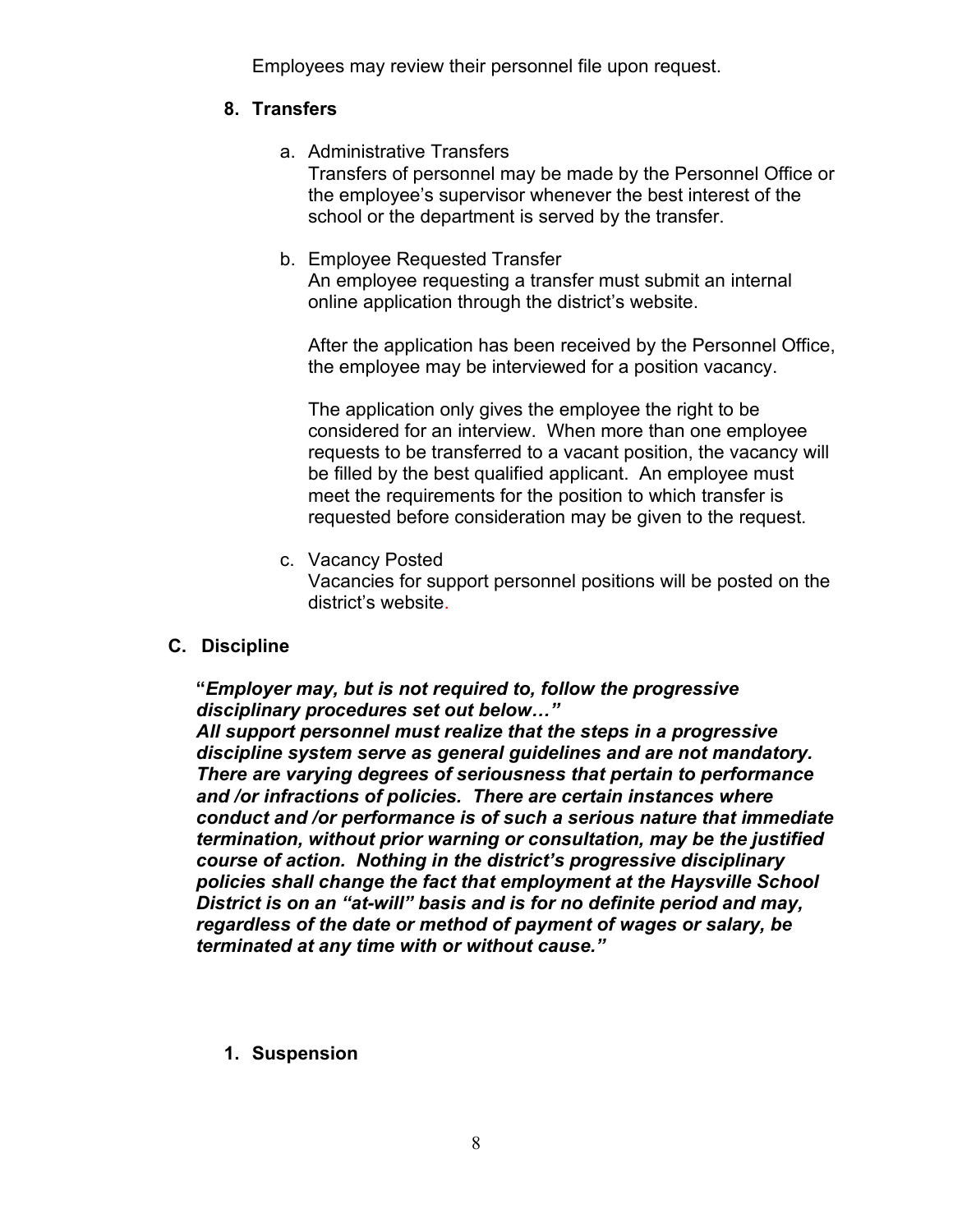Employees may review their personnel file upon request.

### 8. Transfers

a. Administrative Transfers
   Transfers of personnel may be made by the Personnel Office or the employee's supervisor whenever the best interest of the school or the department is served by the transfer.

b. Employee Requested Transfer
   An employee requesting a transfer must submit an internal online application through the district's website.

   After the application has been received by the Personnel Office, the employee may be interviewed for a position vacancy.

   The application only gives the employee the right to be considered for an interview. When more than one employee requests to be transferred to a vacant position, the vacancy will be filled by the best qualified applicant. An employee must meet the requirements for the position to which transfer is requested before consideration may be given to the request.

c. Vacancy Posted
   Vacancies for support personnel positions will be posted on the district's website.

## C. Discipline

**"*Employer may, but is not required to, follow the progressive disciplinary procedures set out below…"***
***All support personnel must realize that the steps in a progressive discipline system serve as general guidelines and are not mandatory. There are varying degrees of seriousness that pertain to performance and /or infractions of policies. There are certain instances where conduct and /or performance is of such a serious nature that immediate termination, without prior warning or consultation, may be the justified course of action. Nothing in the district's progressive disciplinary policies shall change the fact that employment at the Haysville School District is on an "at-will" basis and is for no definite period and may, regardless of the date or method of payment of wages or salary, be terminated at any time with or without cause."***

### 1. Suspension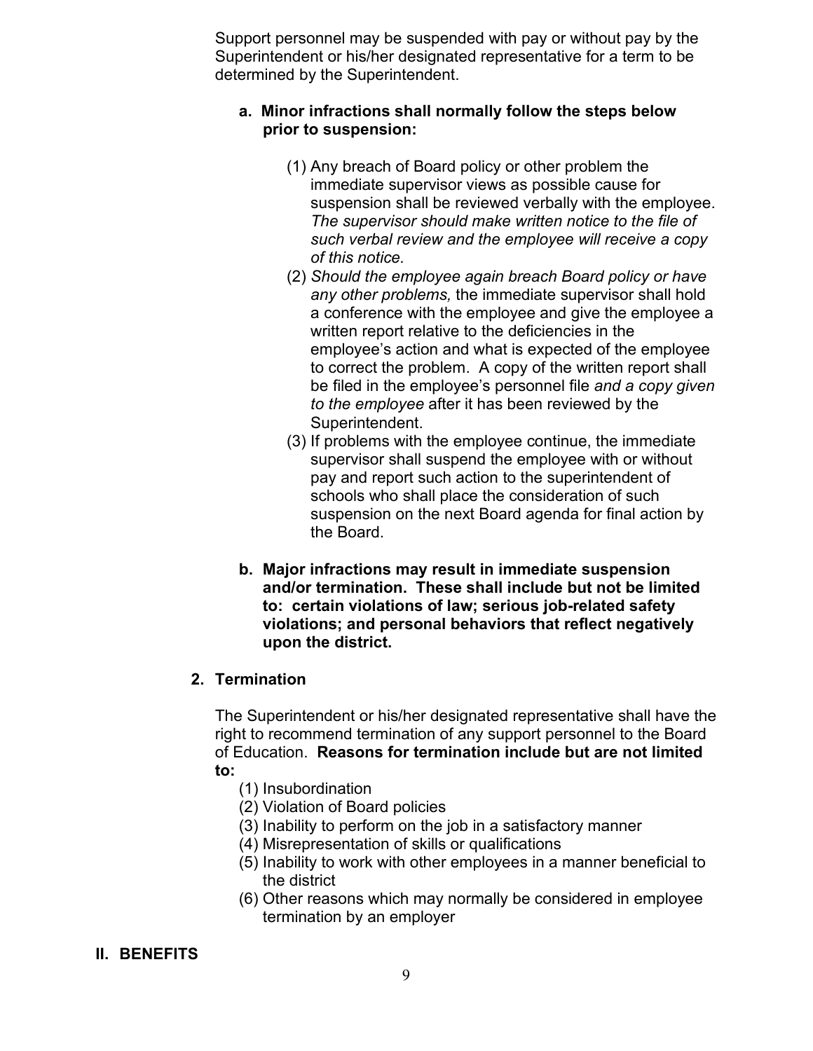Support personnel may be suspended with pay or without pay by the Superintendent or his/her designated representative for a term to be determined by the Superintendent.

**a. Minor infractions shall normally follow the steps below prior to suspension:**

(1) Any breach of Board policy or other problem the immediate supervisor views as possible cause for suspension shall be reviewed verbally with the employee. *The supervisor should make written notice to the file of such verbal review and the employee will receive a copy of this notice.*

(2) *Should the employee again breach Board policy or have any other problems,* the immediate supervisor shall hold a conference with the employee and give the employee a written report relative to the deficiencies in the employee's action and what is expected of the employee to correct the problem. A copy of the written report shall be filed in the employee's personnel file *and a copy given to the employee* after it has been reviewed by the Superintendent.

(3) If problems with the employee continue, the immediate supervisor shall suspend the employee with or without pay and report such action to the superintendent of schools who shall place the consideration of such suspension on the next Board agenda for final action by the Board.

**b. Major infractions may result in immediate suspension and/or termination. These shall include but not be limited to: certain violations of law; serious job-related safety violations; and personal behaviors that reflect negatively upon the district.**

**2. Termination**

The Superintendent or his/her designated representative shall have the right to recommend termination of any support personnel to the Board of Education. **Reasons for termination include but are not limited to:**

(1) Insubordination
(2) Violation of Board policies
(3) Inability to perform on the job in a satisfactory manner
(4) Misrepresentation of skills or qualifications
(5) Inability to work with other employees in a manner beneficial to the district
(6) Other reasons which may normally be considered in employee termination by an employer

## II. BENEFITS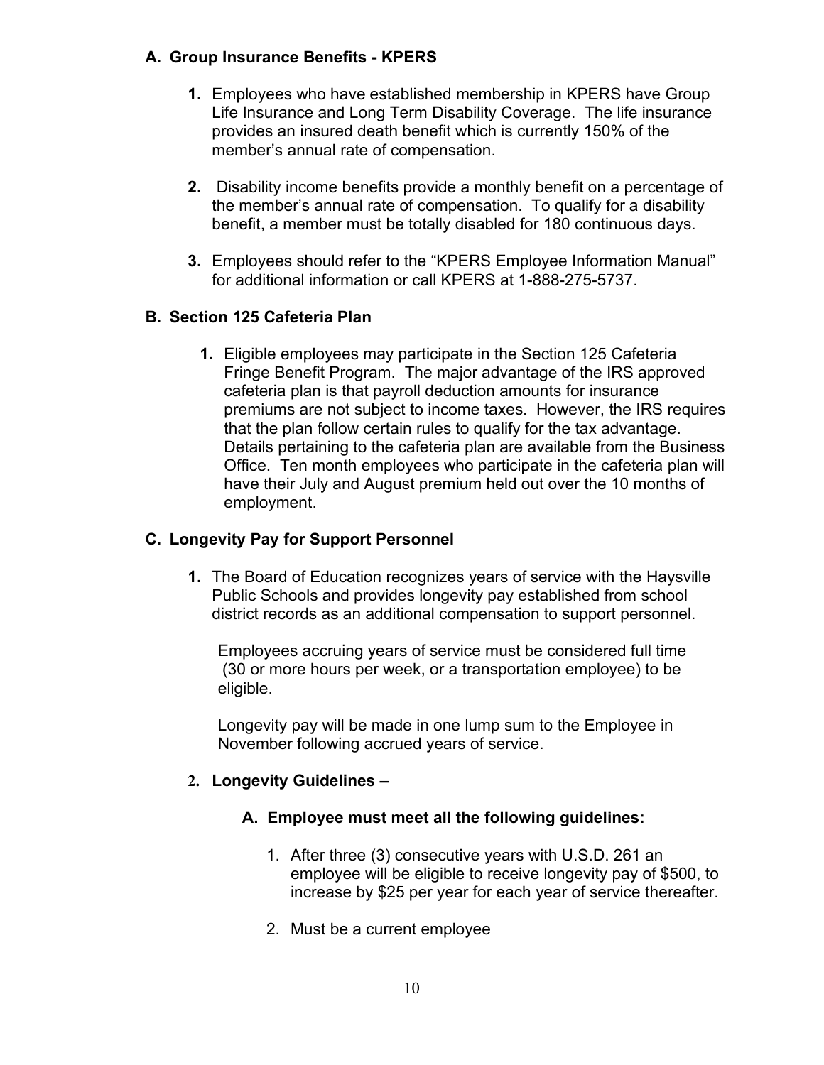### A. Group Insurance Benefits - KPERS

1. Employees who have established membership in KPERS have Group Life Insurance and Long Term Disability Coverage. The life insurance provides an insured death benefit which is currently 150% of the member's annual rate of compensation.

2. Disability income benefits provide a monthly benefit on a percentage of the member's annual rate of compensation. To qualify for a disability benefit, a member must be totally disabled for 180 continuous days.

3. Employees should refer to the "KPERS Employee Information Manual" for additional information or call KPERS at 1-888-275-5737.

### B. Section 125 Cafeteria Plan

1. Eligible employees may participate in the Section 125 Cafeteria Fringe Benefit Program. The major advantage of the IRS approved cafeteria plan is that payroll deduction amounts for insurance premiums are not subject to income taxes. However, the IRS requires that the plan follow certain rules to qualify for the tax advantage. Details pertaining to the cafeteria plan are available from the Business Office. Ten month employees who participate in the cafeteria plan will have their July and August premium held out over the 10 months of employment.

### C. Longevity Pay for Support Personnel

1. The Board of Education recognizes years of service with the Haysville Public Schools and provides longevity pay established from school district records as an additional compensation to support personnel.

   Employees accruing years of service must be considered full time (30 or more hours per week, or a transportation employee) to be eligible.

   Longevity pay will be made in one lump sum to the Employee in November following accrued years of service.

2. **Longevity Guidelines –**

   **A. Employee must meet all the following guidelines:**

   1. After three (3) consecutive years with U.S.D. 261 an employee will be eligible to receive longevity pay of $500, to increase by $25 per year for each year of service thereafter.

   2. Must be a current employee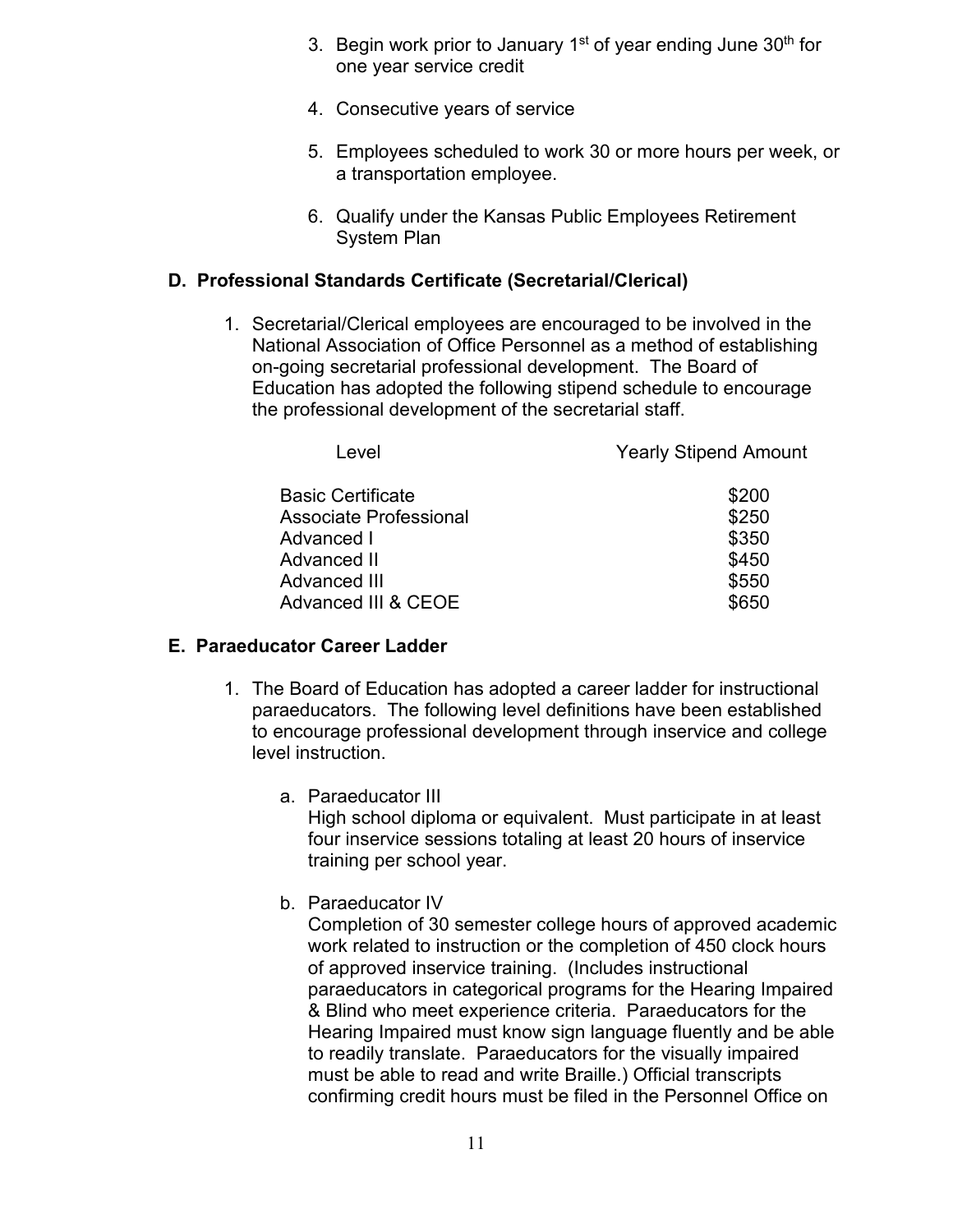3. Begin work prior to January 1st of year ending June 30th for one year service credit

4. Consecutive years of service

5. Employees scheduled to work 30 or more hours per week, or a transportation employee.

6. Qualify under the Kansas Public Employees Retirement System Plan

## D. Professional Standards Certificate (Secretarial/Clerical)

1. Secretarial/Clerical employees are encouraged to be involved in the National Association of Office Personnel as a method of establishing on-going secretarial professional development. The Board of Education has adopted the following stipend schedule to encourage the professional development of the secretarial staff.

| Level | Yearly Stipend Amount |
|---|---|
| Basic Certificate | $200 |
| Associate Professional | $250 |
| Advanced I | $350 |
| Advanced II | $450 |
| Advanced III | $550 |
| Advanced III & CEOE | $650 |

## E. Paraeducator Career Ladder

1. The Board of Education has adopted a career ladder for instructional paraeducators. The following level definitions have been established to encourage professional development through inservice and college level instruction.

   a. Paraeducator III
   High school diploma or equivalent. Must participate in at least four inservice sessions totaling at least 20 hours of inservice training per school year.

   b. Paraeducator IV
   Completion of 30 semester college hours of approved academic work related to instruction or the completion of 450 clock hours of approved inservice training. (Includes instructional paraeducators in categorical programs for the Hearing Impaired & Blind who meet experience criteria. Paraeducators for the Hearing Impaired must know sign language fluently and be able to readily translate. Paraeducators for the visually impaired must be able to read and write Braille.) Official transcripts confirming credit hours must be filed in the Personnel Office on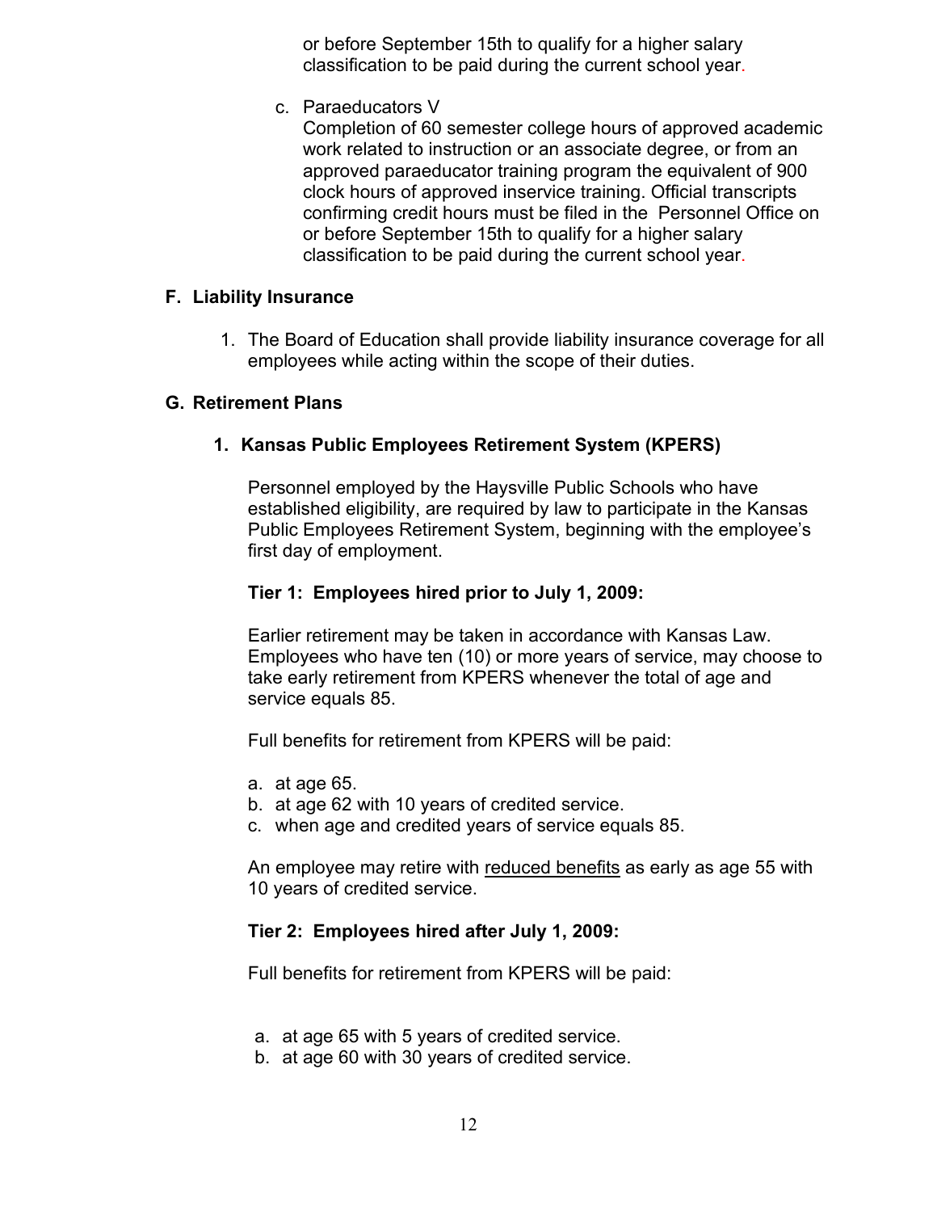or before September 15th to qualify for a higher salary classification to be paid during the current school year.

c. Paraeducators V
   Completion of 60 semester college hours of approved academic work related to instruction or an associate degree, or from an approved paraeducator training program the equivalent of 900 clock hours of approved inservice training. Official transcripts confirming credit hours must be filed in the Personnel Office on or before September 15th to qualify for a higher salary classification to be paid during the current school year.

## F. Liability Insurance

1. The Board of Education shall provide liability insurance coverage for all employees while acting within the scope of their duties.

## G. Retirement Plans

### 1. Kansas Public Employees Retirement System (KPERS)

Personnel employed by the Haysville Public Schools who have established eligibility, are required by law to participate in the Kansas Public Employees Retirement System, beginning with the employee's first day of employment.

**Tier 1: Employees hired prior to July 1, 2009:**

Earlier retirement may be taken in accordance with Kansas Law. Employees who have ten (10) or more years of service, may choose to take early retirement from KPERS whenever the total of age and service equals 85.

Full benefits for retirement from KPERS will be paid:

a. at age 65.
b. at age 62 with 10 years of credited service.
c. when age and credited years of service equals 85.

An employee may retire with <u>reduced benefits</u> as early as age 55 with 10 years of credited service.

**Tier 2: Employees hired after July 1, 2009:**

Full benefits for retirement from KPERS will be paid:

a. at age 65 with 5 years of credited service.
b. at age 60 with 30 years of credited service.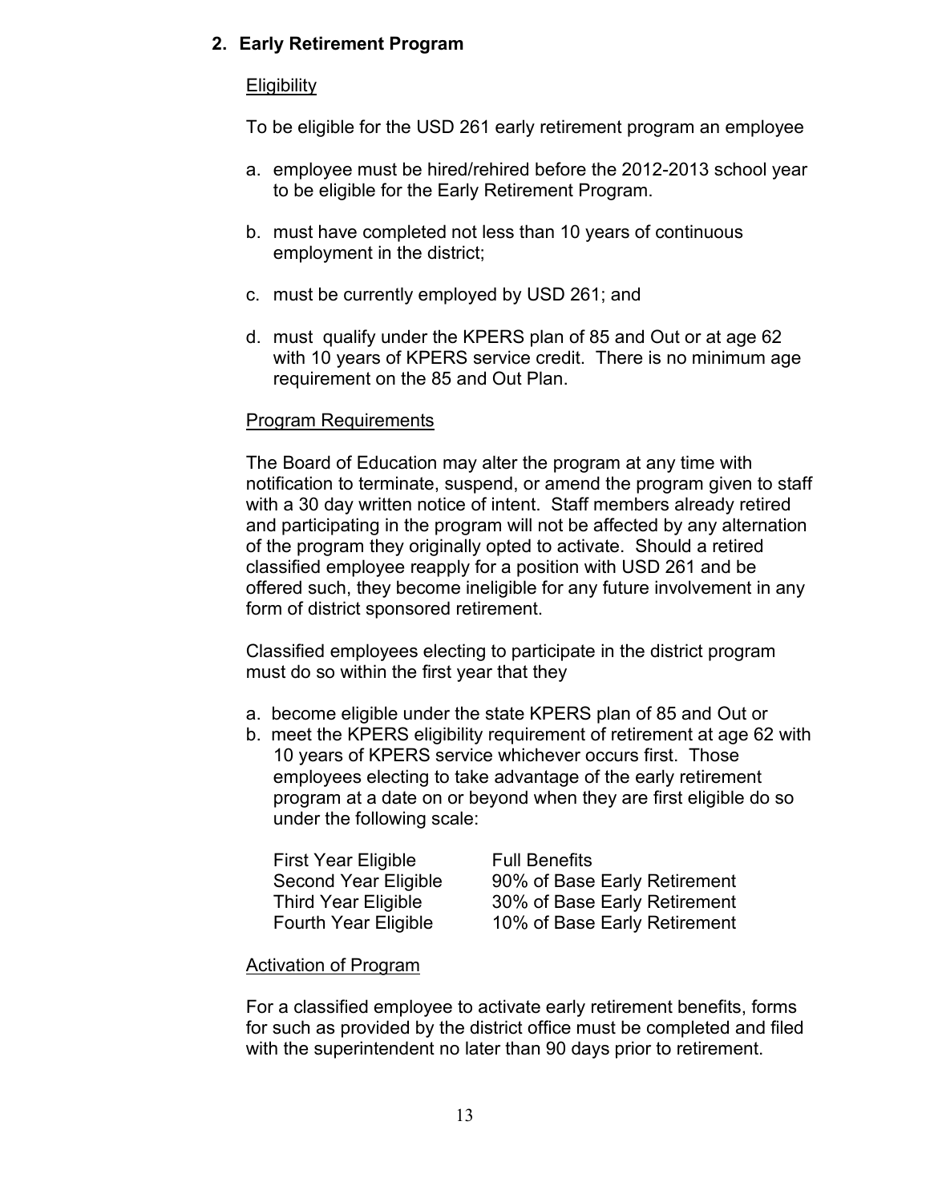## 2. Early Retirement Program

Eligibility

To be eligible for the USD 261 early retirement program an employee

a. employee must be hired/rehired before the 2012-2013 school year to be eligible for the Early Retirement Program.

b. must have completed not less than 10 years of continuous employment in the district;

c. must be currently employed by USD 261; and

d. must qualify under the KPERS plan of 85 and Out or at age 62 with 10 years of KPERS service credit. There is no minimum age requirement on the 85 and Out Plan.

Program Requirements

The Board of Education may alter the program at any time with notification to terminate, suspend, or amend the program given to staff with a 30 day written notice of intent. Staff members already retired and participating in the program will not be affected by any alternation of the program they originally opted to activate. Should a retired classified employee reapply for a position with USD 261 and be offered such, they become ineligible for any future involvement in any form of district sponsored retirement.

Classified employees electing to participate in the district program must do so within the first year that they

a. become eligible under the state KPERS plan of 85 and Out or
b. meet the KPERS eligibility requirement of retirement at age 62 with 10 years of KPERS service whichever occurs first. Those employees electing to take advantage of the early retirement program at a date on or beyond when they are first eligible do so under the following scale:

| | |
|---|---|
| First Year Eligible | Full Benefits |
| Second Year Eligible | 90% of Base Early Retirement |
| Third Year Eligible | 30% of Base Early Retirement |
| Fourth Year Eligible | 10% of Base Early Retirement |

Activation of Program

For a classified employee to activate early retirement benefits, forms for such as provided by the district office must be completed and filed with the superintendent no later than 90 days prior to retirement.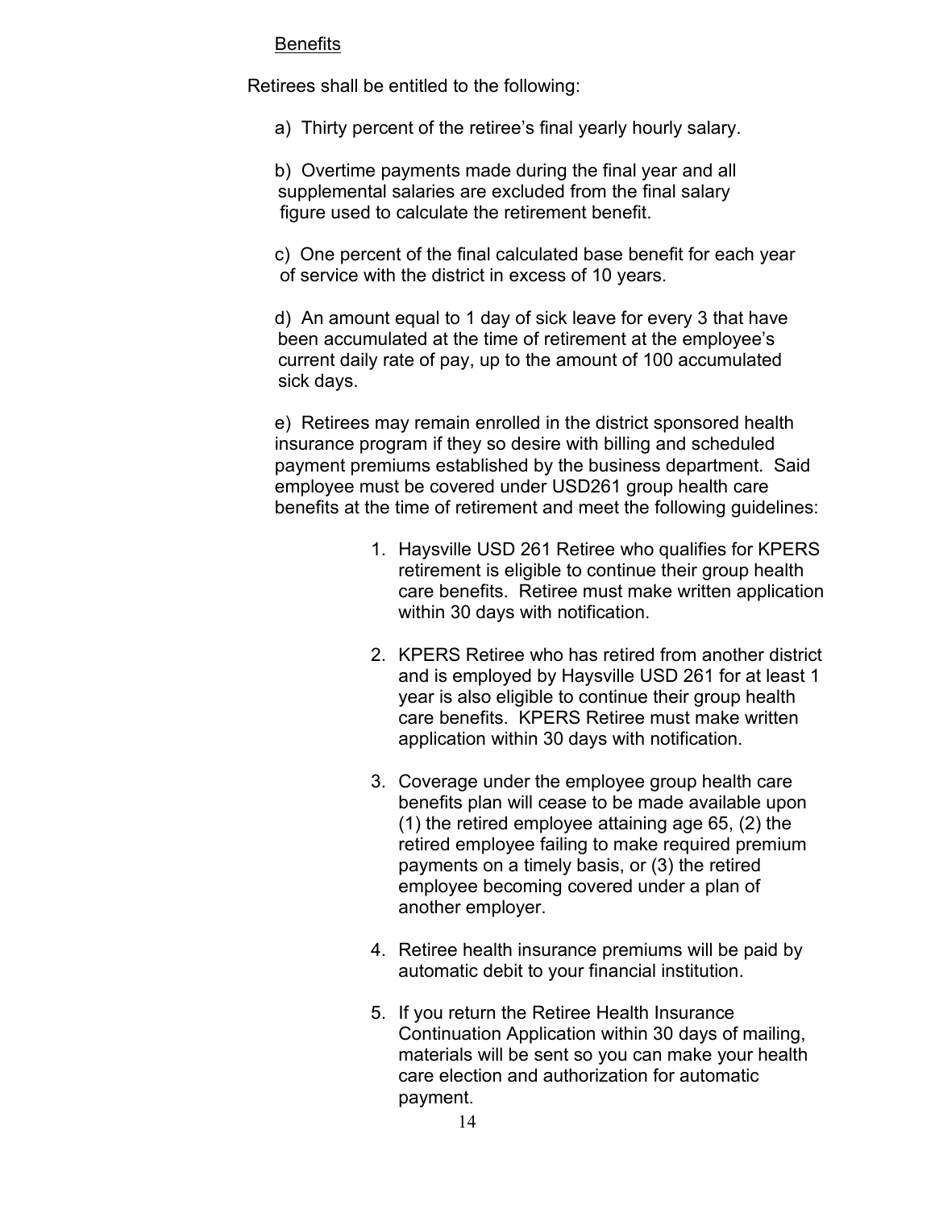<u>Benefits</u>

Retirees shall be entitled to the following:

a) Thirty percent of the retiree's final yearly hourly salary.

b) Overtime payments made during the final year and all supplemental salaries are excluded from the final salary figure used to calculate the retirement benefit.

c) One percent of the final calculated base benefit for each year of service with the district in excess of 10 years.

d) An amount equal to 1 day of sick leave for every 3 that have been accumulated at the time of retirement at the employee's current daily rate of pay, up to the amount of 100 accumulated sick days.

e) Retirees may remain enrolled in the district sponsored health insurance program if they so desire with billing and scheduled payment premiums established by the business department. Said employee must be covered under USD261 group health care benefits at the time of retirement and meet the following guidelines:

1. Haysville USD 261 Retiree who qualifies for KPERS retirement is eligible to continue their group health care benefits. Retiree must make written application within 30 days with notification.

2. KPERS Retiree who has retired from another district and is employed by Haysville USD 261 for at least 1 year is also eligible to continue their group health care benefits. KPERS Retiree must make written application within 30 days with notification.

3. Coverage under the employee group health care benefits plan will cease to be made available upon (1) the retired employee attaining age 65, (2) the retired employee failing to make required premium payments on a timely basis, or (3) the retired employee becoming covered under a plan of another employer.

4. Retiree health insurance premiums will be paid by automatic debit to your financial institution.

5. If you return the Retiree Health Insurance Continuation Application within 30 days of mailing, materials will be sent so you can make your health care election and authorization for automatic payment.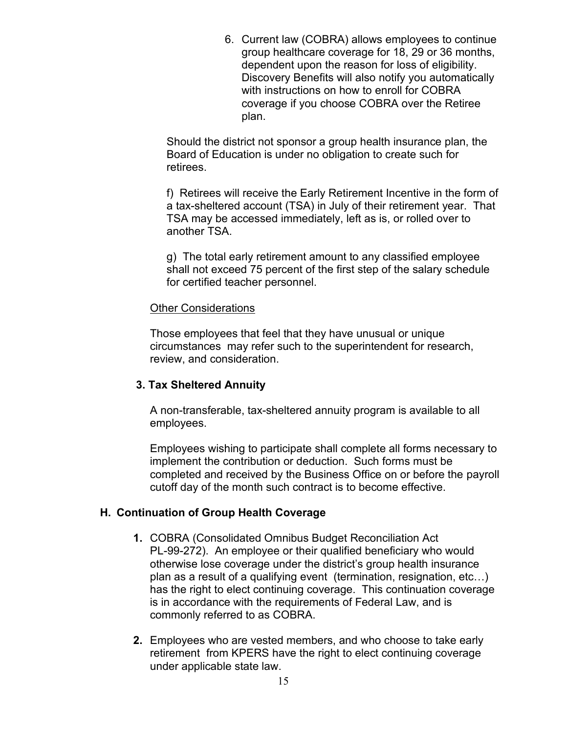6. Current law (COBRA) allows employees to continue group healthcare coverage for 18, 29 or 36 months, dependent upon the reason for loss of eligibility. Discovery Benefits will also notify you automatically with instructions on how to enroll for COBRA coverage if you choose COBRA over the Retiree plan.

Should the district not sponsor a group health insurance plan, the Board of Education is under no obligation to create such for retirees.

f) Retirees will receive the Early Retirement Incentive in the form of a tax-sheltered account (TSA) in July of their retirement year. That TSA may be accessed immediately, left as is, or rolled over to another TSA.

g) The total early retirement amount to any classified employee shall not exceed 75 percent of the first step of the salary schedule for certified teacher personnel.

<u>Other Considerations</u>

Those employees that feel that they have unusual or unique circumstances may refer such to the superintendent for research, review, and consideration.

### 3. Tax Sheltered Annuity

A non-transferable, tax-sheltered annuity program is available to all employees.

Employees wishing to participate shall complete all forms necessary to implement the contribution or deduction. Such forms must be completed and received by the Business Office on or before the payroll cutoff day of the month such contract is to become effective.

## H. Continuation of Group Health Coverage

**1.** COBRA (Consolidated Omnibus Budget Reconciliation Act PL-99-272). An employee or their qualified beneficiary who would otherwise lose coverage under the district's group health insurance plan as a result of a qualifying event (termination, resignation, etc…) has the right to elect continuing coverage. This continuation coverage is in accordance with the requirements of Federal Law, and is commonly referred to as COBRA.

**2.** Employees who are vested members, and who choose to take early retirement from KPERS have the right to elect continuing coverage under applicable state law.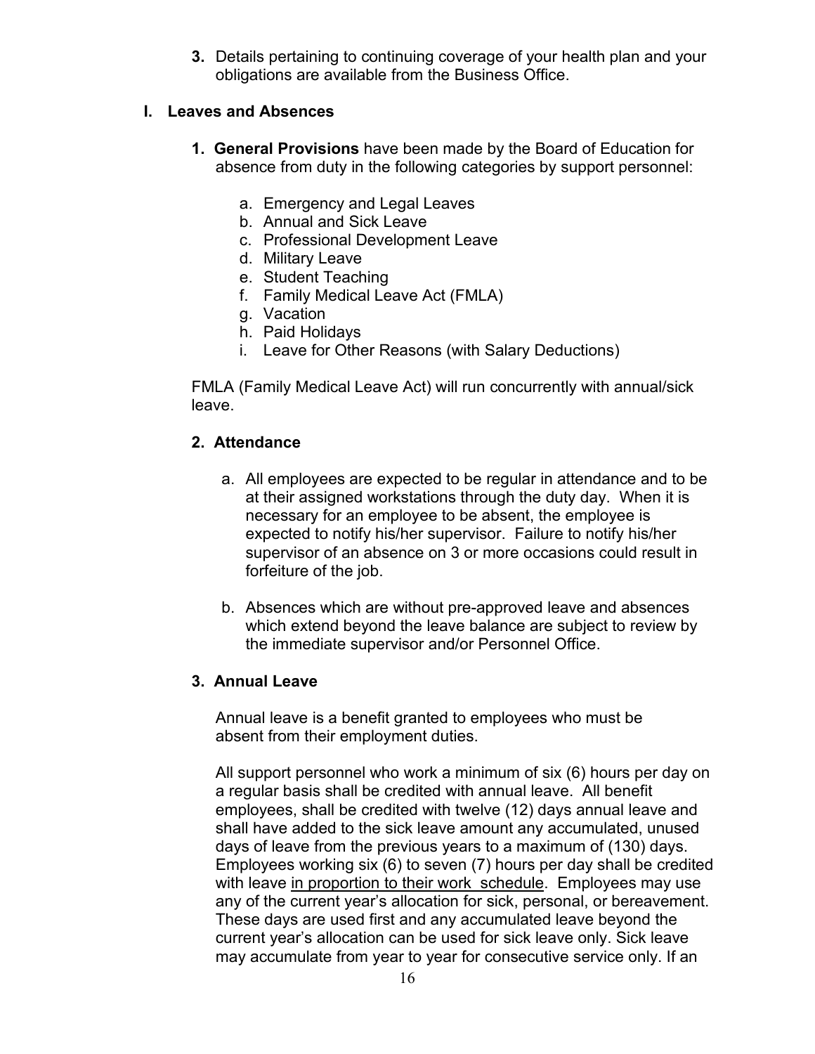**3.** Details pertaining to continuing coverage of your health plan and your obligations are available from the Business Office.

## I. Leaves and Absences

**1. General Provisions** have been made by the Board of Education for absence from duty in the following categories by support personnel:

a. Emergency and Legal Leaves
b. Annual and Sick Leave
c. Professional Development Leave
d. Military Leave
e. Student Teaching
f. Family Medical Leave Act (FMLA)
g. Vacation
h. Paid Holidays
i. Leave for Other Reasons (with Salary Deductions)

FMLA (Family Medical Leave Act) will run concurrently with annual/sick leave.

### 2. Attendance

a. All employees are expected to be regular in attendance and to be at their assigned workstations through the duty day. When it is necessary for an employee to be absent, the employee is expected to notify his/her supervisor. Failure to notify his/her supervisor of an absence on 3 or more occasions could result in forfeiture of the job.

b. Absences which are without pre-approved leave and absences which extend beyond the leave balance are subject to review by the immediate supervisor and/or Personnel Office.

### 3. Annual Leave

Annual leave is a benefit granted to employees who must be absent from their employment duties.

All support personnel who work a minimum of six (6) hours per day on a regular basis shall be credited with annual leave. All benefit employees, shall be credited with twelve (12) days annual leave and shall have added to the sick leave amount any accumulated, unused days of leave from the previous years to a maximum of (130) days. Employees working six (6) to seven (7) hours per day shall be credited with leave <u>in proportion to their work schedule</u>. Employees may use any of the current year's allocation for sick, personal, or bereavement. These days are used first and any accumulated leave beyond the current year's allocation can be used for sick leave only. Sick leave may accumulate from year to year for consecutive service only. If an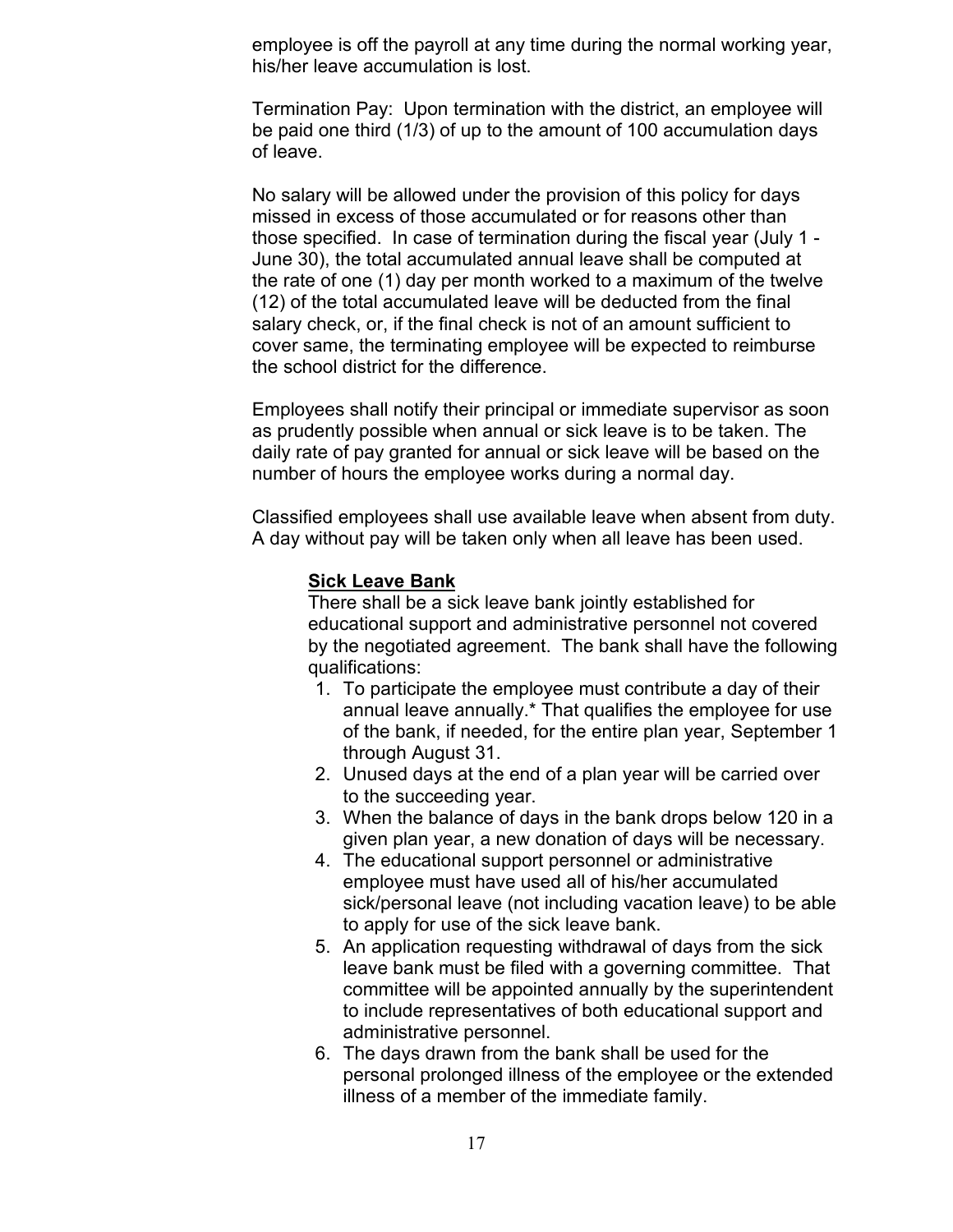employee is off the payroll at any time during the normal working year, his/her leave accumulation is lost.

Termination Pay: Upon termination with the district, an employee will be paid one third (1/3) of up to the amount of 100 accumulation days of leave.

No salary will be allowed under the provision of this policy for days missed in excess of those accumulated or for reasons other than those specified. In case of termination during the fiscal year (July 1 - June 30), the total accumulated annual leave shall be computed at the rate of one (1) day per month worked to a maximum of the twelve (12) of the total accumulated leave will be deducted from the final salary check, or, if the final check is not of an amount sufficient to cover same, the terminating employee will be expected to reimburse the school district for the difference.

Employees shall notify their principal or immediate supervisor as soon as prudently possible when annual or sick leave is to be taken. The daily rate of pay granted for annual or sick leave will be based on the number of hours the employee works during a normal day.

Classified employees shall use available leave when absent from duty. A day without pay will be taken only when all leave has been used.

**Sick Leave Bank**

There shall be a sick leave bank jointly established for educational support and administrative personnel not covered by the negotiated agreement. The bank shall have the following qualifications:

1. To participate the employee must contribute a day of their annual leave annually.* That qualifies the employee for use of the bank, if needed, for the entire plan year, September 1 through August 31.
2. Unused days at the end of a plan year will be carried over to the succeeding year.
3. When the balance of days in the bank drops below 120 in a given plan year, a new donation of days will be necessary.
4. The educational support personnel or administrative employee must have used all of his/her accumulated sick/personal leave (not including vacation leave) to be able to apply for use of the sick leave bank.
5. An application requesting withdrawal of days from the sick leave bank must be filed with a governing committee. That committee will be appointed annually by the superintendent to include representatives of both educational support and administrative personnel.
6. The days drawn from the bank shall be used for the personal prolonged illness of the employee or the extended illness of a member of the immediate family.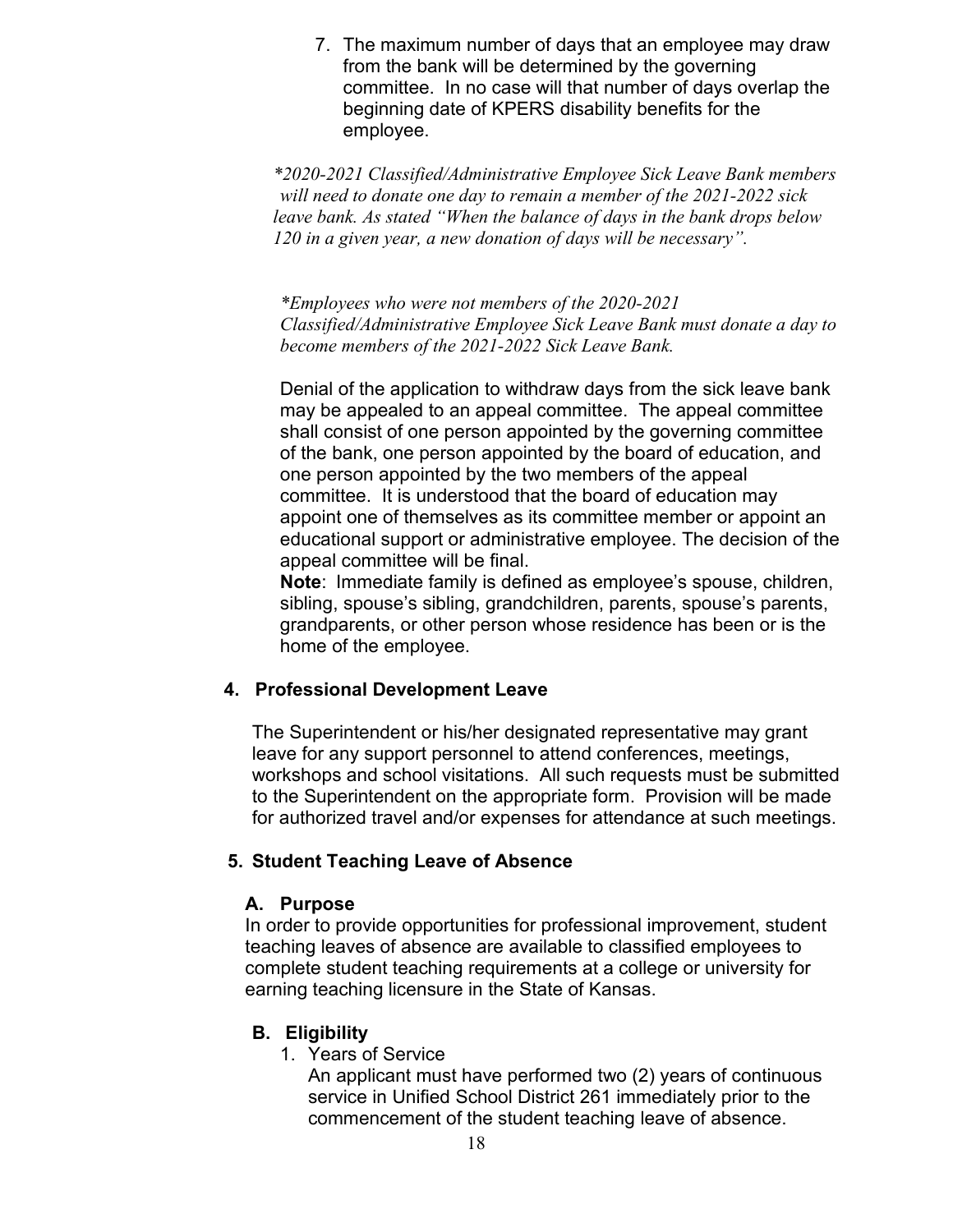7. The maximum number of days that an employee may draw from the bank will be determined by the governing committee. In no case will that number of days overlap the beginning date of KPERS disability benefits for the employee.

*\*2020-2021 Classified/Administrative Employee Sick Leave Bank members will need to donate one day to remain a member of the 2021-2022 sick leave bank. As stated "When the balance of days in the bank drops below 120 in a given year, a new donation of days will be necessary".*

*\*Employees who were not members of the 2020-2021 Classified/Administrative Employee Sick Leave Bank must donate a day to become members of the 2021-2022 Sick Leave Bank.*

Denial of the application to withdraw days from the sick leave bank may be appealed to an appeal committee. The appeal committee shall consist of one person appointed by the governing committee of the bank, one person appointed by the board of education, and one person appointed by the two members of the appeal committee. It is understood that the board of education may appoint one of themselves as its committee member or appoint an educational support or administrative employee. The decision of the appeal committee will be final.

**Note**: Immediate family is defined as employee's spouse, children, sibling, spouse's sibling, grandchildren, parents, spouse's parents, grandparents, or other person whose residence has been or is the home of the employee.

### 4. Professional Development Leave

The Superintendent or his/her designated representative may grant leave for any support personnel to attend conferences, meetings, workshops and school visitations. All such requests must be submitted to the Superintendent on the appropriate form. Provision will be made for authorized travel and/or expenses for attendance at such meetings.

### 5. Student Teaching Leave of Absence

#### A. Purpose

In order to provide opportunities for professional improvement, student teaching leaves of absence are available to classified employees to complete student teaching requirements at a college or university for earning teaching licensure in the State of Kansas.

#### B. Eligibility

1. Years of Service

   An applicant must have performed two (2) years of continuous service in Unified School District 261 immediately prior to the commencement of the student teaching leave of absence.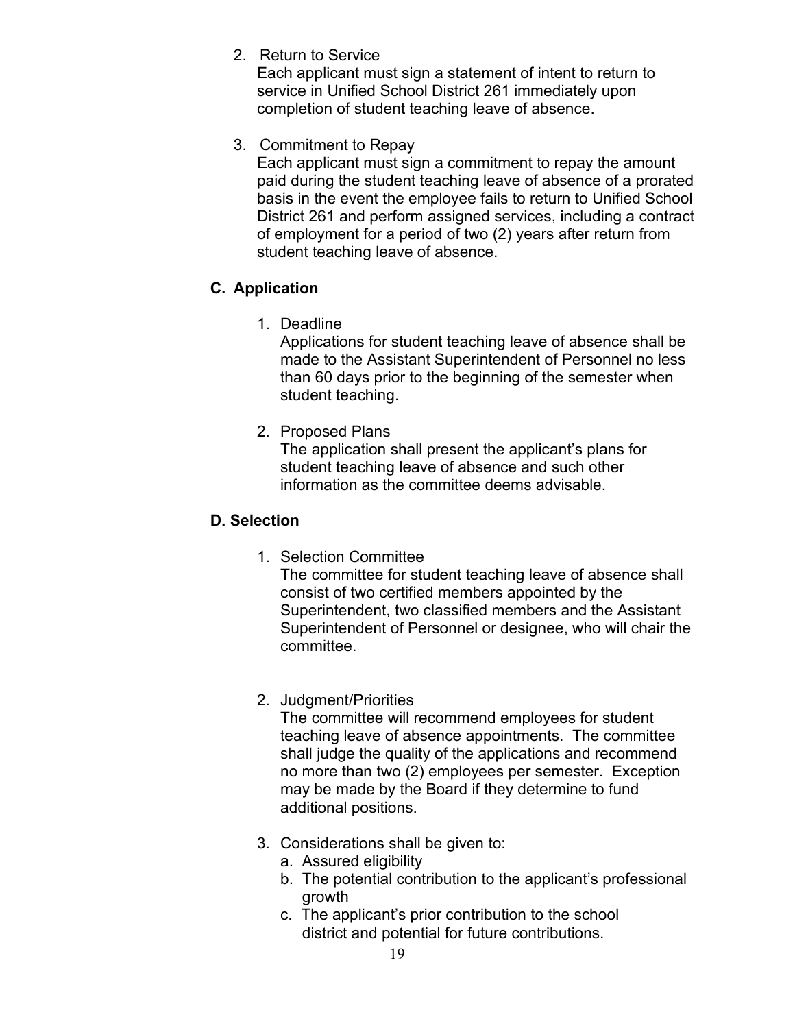2. Return to Service
   Each applicant must sign a statement of intent to return to service in Unified School District 261 immediately upon completion of student teaching leave of absence.

3. Commitment to Repay
   Each applicant must sign a commitment to repay the amount paid during the student teaching leave of absence of a prorated basis in the event the employee fails to return to Unified School District 261 and perform assigned services, including a contract of employment for a period of two (2) years after return from student teaching leave of absence.

## C. Application

1. Deadline
   Applications for student teaching leave of absence shall be made to the Assistant Superintendent of Personnel no less than 60 days prior to the beginning of the semester when student teaching.

2. Proposed Plans
   The application shall present the applicant's plans for student teaching leave of absence and such other information as the committee deems advisable.

## D. Selection

1. Selection Committee
   The committee for student teaching leave of absence shall consist of two certified members appointed by the Superintendent, two classified members and the Assistant Superintendent of Personnel or designee, who will chair the committee.

2. Judgment/Priorities
   The committee will recommend employees for student teaching leave of absence appointments. The committee shall judge the quality of the applications and recommend no more than two (2) employees per semester. Exception may be made by the Board if they determine to fund additional positions.

3. Considerations shall be given to:
   a. Assured eligibility
   b. The potential contribution to the applicant's professional growth
   c. The applicant's prior contribution to the school district and potential for future contributions.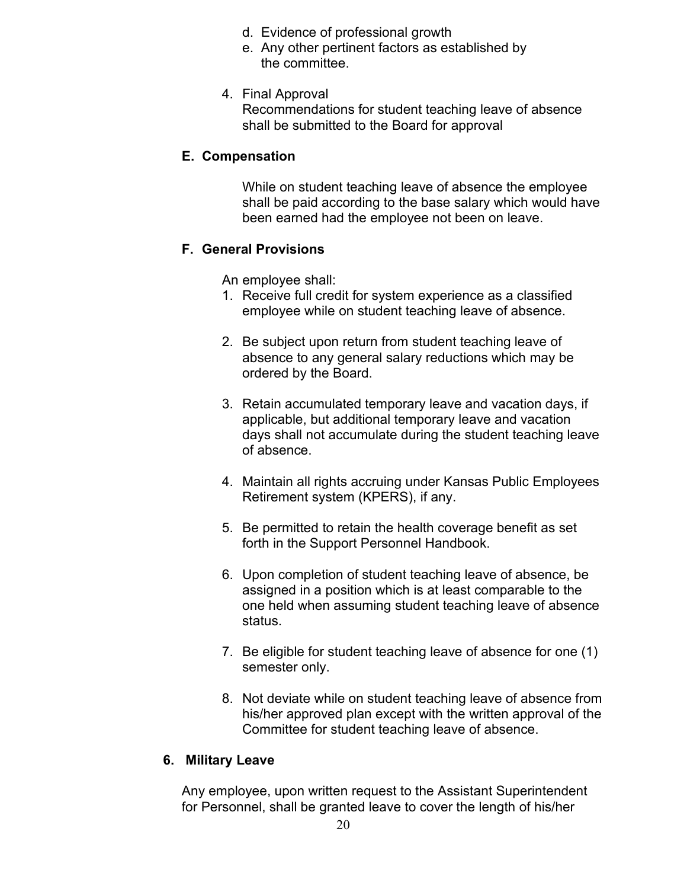d. Evidence of professional growth
e. Any other pertinent factors as established by the committee.

4. Final Approval
   Recommendations for student teaching leave of absence shall be submitted to the Board for approval

**E. Compensation**

While on student teaching leave of absence the employee shall be paid according to the base salary which would have been earned had the employee not been on leave.

**F. General Provisions**

An employee shall:

1. Receive full credit for system experience as a classified employee while on student teaching leave of absence.

2. Be subject upon return from student teaching leave of absence to any general salary reductions which may be ordered by the Board.

3. Retain accumulated temporary leave and vacation days, if applicable, but additional temporary leave and vacation days shall not accumulate during the student teaching leave of absence.

4. Maintain all rights accruing under Kansas Public Employees Retirement system (KPERS), if any.

5. Be permitted to retain the health coverage benefit as set forth in the Support Personnel Handbook.

6. Upon completion of student teaching leave of absence, be assigned in a position which is at least comparable to the one held when assuming student teaching leave of absence status.

7. Be eligible for student teaching leave of absence for one (1) semester only.

8. Not deviate while on student teaching leave of absence from his/her approved plan except with the written approval of the Committee for student teaching leave of absence.

**6. Military Leave**

Any employee, upon written request to the Assistant Superintendent for Personnel, shall be granted leave to cover the length of his/her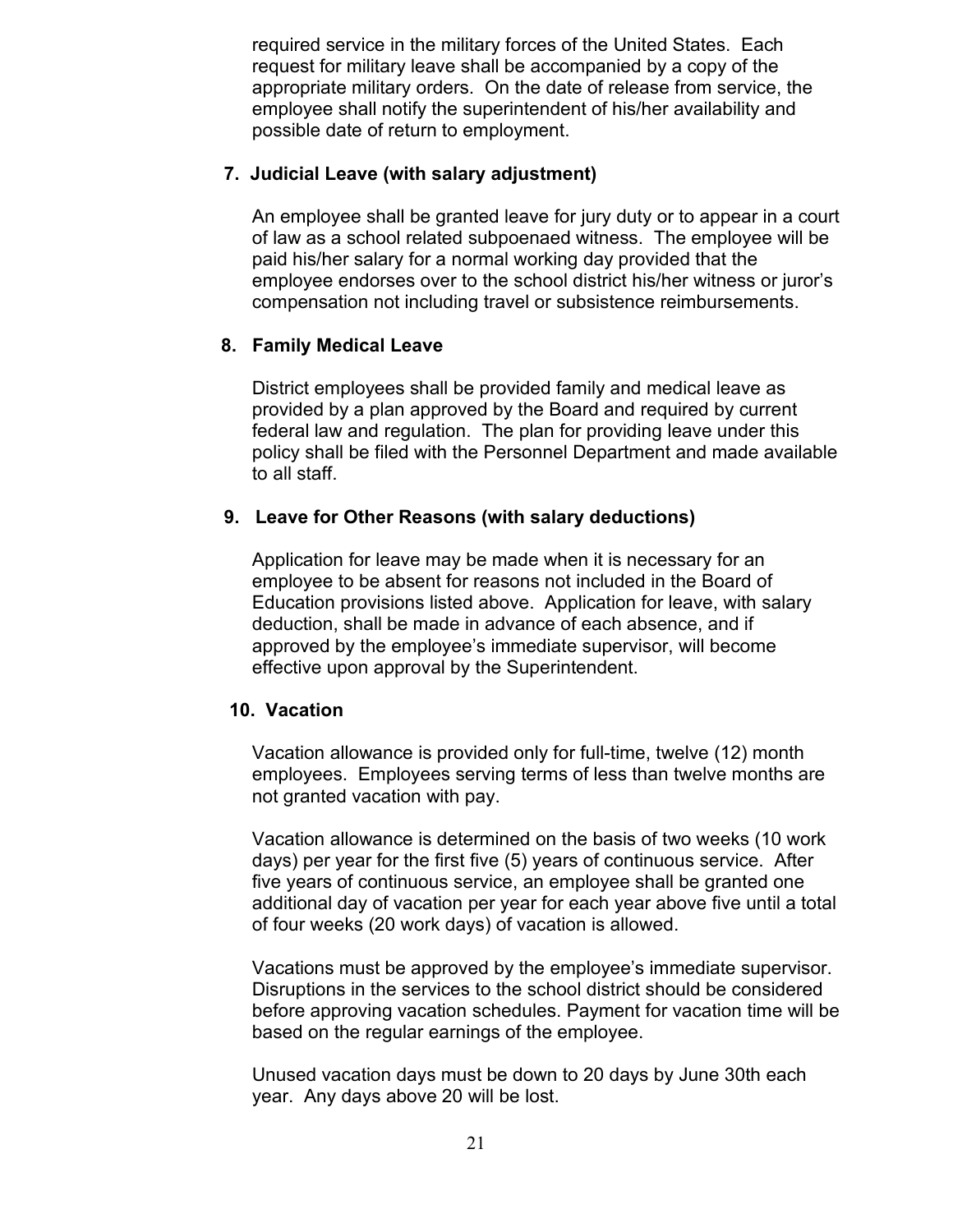required service in the military forces of the United States. Each request for military leave shall be accompanied by a copy of the appropriate military orders. On the date of release from service, the employee shall notify the superintendent of his/her availability and possible date of return to employment.

**7. Judicial Leave (with salary adjustment)**

An employee shall be granted leave for jury duty or to appear in a court of law as a school related subpoenaed witness. The employee will be paid his/her salary for a normal working day provided that the employee endorses over to the school district his/her witness or juror's compensation not including travel or subsistence reimbursements.

**8. Family Medical Leave**

District employees shall be provided family and medical leave as provided by a plan approved by the Board and required by current federal law and regulation. The plan for providing leave under this policy shall be filed with the Personnel Department and made available to all staff.

**9. Leave for Other Reasons (with salary deductions)**

Application for leave may be made when it is necessary for an employee to be absent for reasons not included in the Board of Education provisions listed above. Application for leave, with salary deduction, shall be made in advance of each absence, and if approved by the employee's immediate supervisor, will become effective upon approval by the Superintendent.

**10. Vacation**

Vacation allowance is provided only for full-time, twelve (12) month employees. Employees serving terms of less than twelve months are not granted vacation with pay.

Vacation allowance is determined on the basis of two weeks (10 work days) per year for the first five (5) years of continuous service. After five years of continuous service, an employee shall be granted one additional day of vacation per year for each year above five until a total of four weeks (20 work days) of vacation is allowed.

Vacations must be approved by the employee's immediate supervisor. Disruptions in the services to the school district should be considered before approving vacation schedules. Payment for vacation time will be based on the regular earnings of the employee.

Unused vacation days must be down to 20 days by June 30th each year. Any days above 20 will be lost.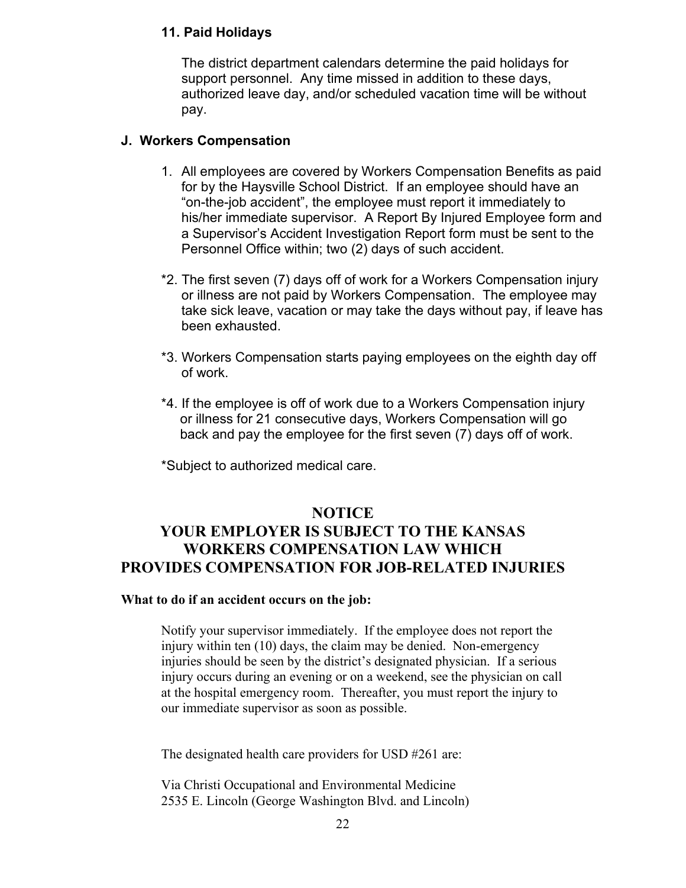#### 11. Paid Holidays

The district department calendars determine the paid holidays for support personnel. Any time missed in addition to these days, authorized leave day, and/or scheduled vacation time will be without pay.

### J. Workers Compensation

1. All employees are covered by Workers Compensation Benefits as paid for by the Haysville School District. If an employee should have an "on-the-job accident", the employee must report it immediately to his/her immediate supervisor. A Report By Injured Employee form and a Supervisor's Accident Investigation Report form must be sent to the Personnel Office within; two (2) days of such accident.

*2. The first seven (7) days off of work for a Workers Compensation injury or illness are not paid by Workers Compensation. The employee may take sick leave, vacation or may take the days without pay, if leave has been exhausted.

*3. Workers Compensation starts paying employees on the eighth day off of work.

*4. If the employee is off of work due to a Workers Compensation injury or illness for 21 consecutive days, Workers Compensation will go back and pay the employee for the first seven (7) days off of work.

*Subject to authorized medical care.

## NOTICE
## YOUR EMPLOYER IS SUBJECT TO THE KANSAS WORKERS COMPENSATION LAW WHICH PROVIDES COMPENSATION FOR JOB-RELATED INJURIES

**What to do if an accident occurs on the job:**

Notify your supervisor immediately. If the employee does not report the injury within ten (10) days, the claim may be denied. Non-emergency injuries should be seen by the district's designated physician. If a serious injury occurs during an evening or on a weekend, see the physician on call at the hospital emergency room. Thereafter, you must report the injury to our immediate supervisor as soon as possible.

The designated health care providers for USD #261 are:

Via Christi Occupational and Environmental Medicine
2535 E. Lincoln (George Washington Blvd. and Lincoln)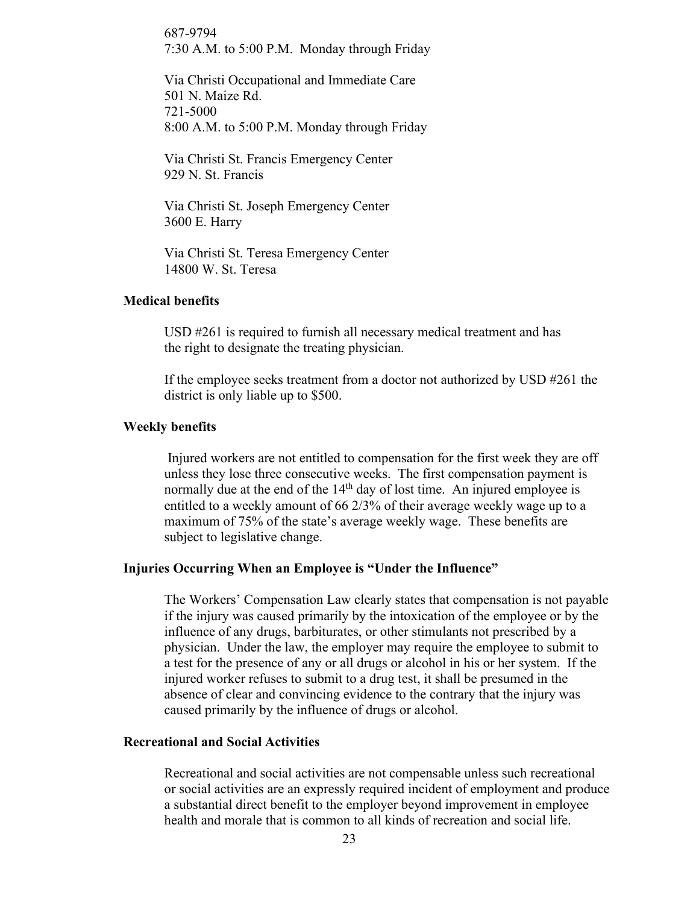687-9794
7:30 A.M. to 5:00 P.M. Monday through Friday

Via Christi Occupational and Immediate Care
501 N. Maize Rd.
721-5000
8:00 A.M. to 5:00 P.M. Monday through Friday

Via Christi St. Francis Emergency Center
929 N. St. Francis

Via Christi St. Joseph Emergency Center
3600 E. Harry

Via Christi St. Teresa Emergency Center
14800 W. St. Teresa

**Medical benefits**

USD #261 is required to furnish all necessary medical treatment and has the right to designate the treating physician.

If the employee seeks treatment from a doctor not authorized by USD #261 the district is only liable up to $500.

**Weekly benefits**

Injured workers are not entitled to compensation for the first week they are off unless they lose three consecutive weeks. The first compensation payment is normally due at the end of the 14th day of lost time. An injured employee is entitled to a weekly amount of 66 2/3% of their average weekly wage up to a maximum of 75% of the state's average weekly wage. These benefits are subject to legislative change.

**Injuries Occurring When an Employee is "Under the Influence"**

The Workers' Compensation Law clearly states that compensation is not payable if the injury was caused primarily by the intoxication of the employee or by the influence of any drugs, barbiturates, or other stimulants not prescribed by a physician. Under the law, the employer may require the employee to submit to a test for the presence of any or all drugs or alcohol in his or her system. If the injured worker refuses to submit to a drug test, it shall be presumed in the absence of clear and convincing evidence to the contrary that the injury was caused primarily by the influence of drugs or alcohol.

**Recreational and Social Activities**

Recreational and social activities are not compensable unless such recreational or social activities are an expressly required incident of employment and produce a substantial direct benefit to the employer beyond improvement in employee health and morale that is common to all kinds of recreation and social life.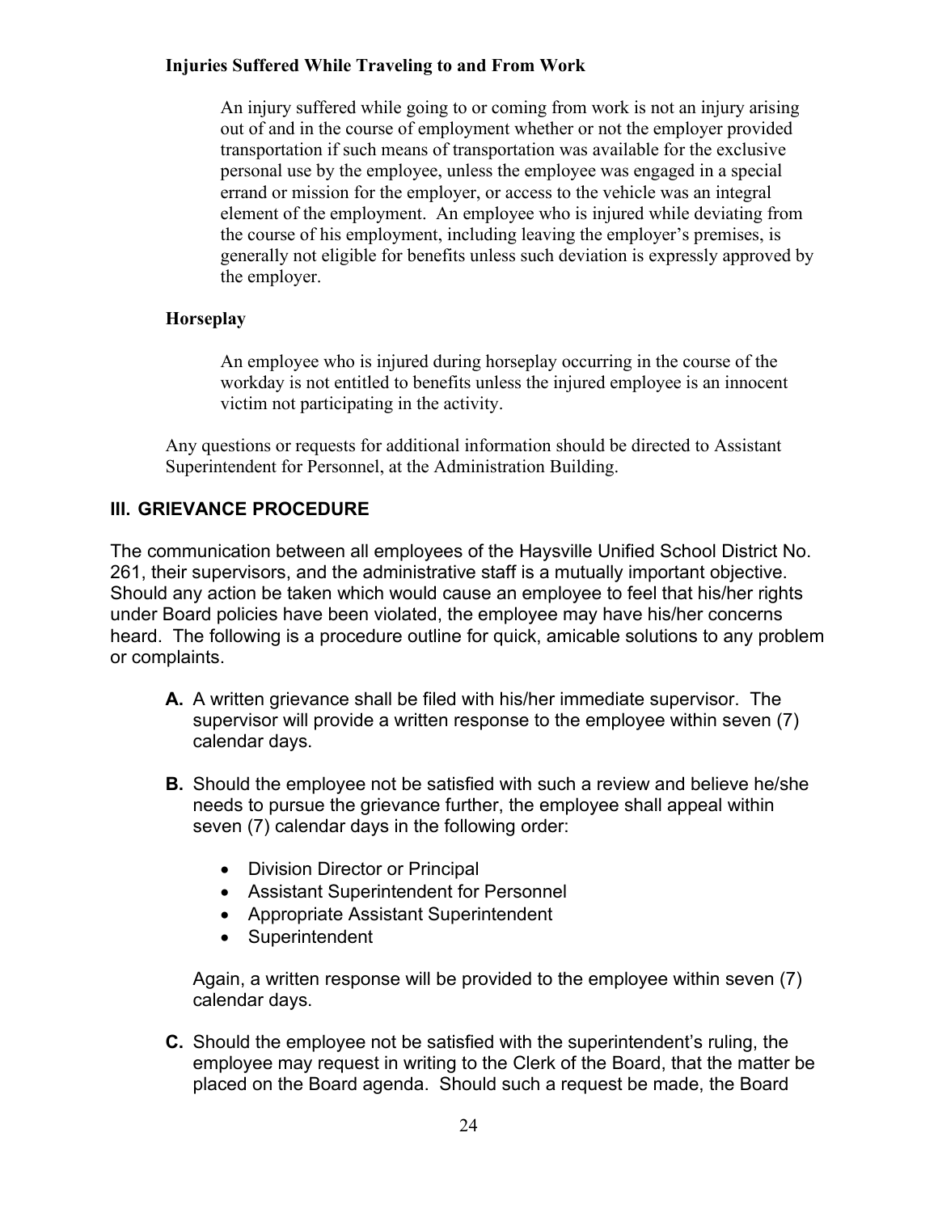**Injuries Suffered While Traveling to and From Work**

An injury suffered while going to or coming from work is not an injury arising out of and in the course of employment whether or not the employer provided transportation if such means of transportation was available for the exclusive personal use by the employee, unless the employee was engaged in a special errand or mission for the employer, or access to the vehicle was an integral element of the employment. An employee who is injured while deviating from the course of his employment, including leaving the employer's premises, is generally not eligible for benefits unless such deviation is expressly approved by the employer.

**Horseplay**

An employee who is injured during horseplay occurring in the course of the workday is not entitled to benefits unless the injured employee is an innocent victim not participating in the activity.

Any questions or requests for additional information should be directed to Assistant Superintendent for Personnel, at the Administration Building.

## III. GRIEVANCE PROCEDURE

The communication between all employees of the Haysville Unified School District No. 261, their supervisors, and the administrative staff is a mutually important objective. Should any action be taken which would cause an employee to feel that his/her rights under Board policies have been violated, the employee may have his/her concerns heard. The following is a procedure outline for quick, amicable solutions to any problem or complaints.

**A.** A written grievance shall be filed with his/her immediate supervisor. The supervisor will provide a written response to the employee within seven (7) calendar days.

**B.** Should the employee not be satisfied with such a review and believe he/she needs to pursue the grievance further, the employee shall appeal within seven (7) calendar days in the following order:

- Division Director or Principal
- Assistant Superintendent for Personnel
- Appropriate Assistant Superintendent
- Superintendent

Again, a written response will be provided to the employee within seven (7) calendar days.

**C.** Should the employee not be satisfied with the superintendent's ruling, the employee may request in writing to the Clerk of the Board, that the matter be placed on the Board agenda. Should such a request be made, the Board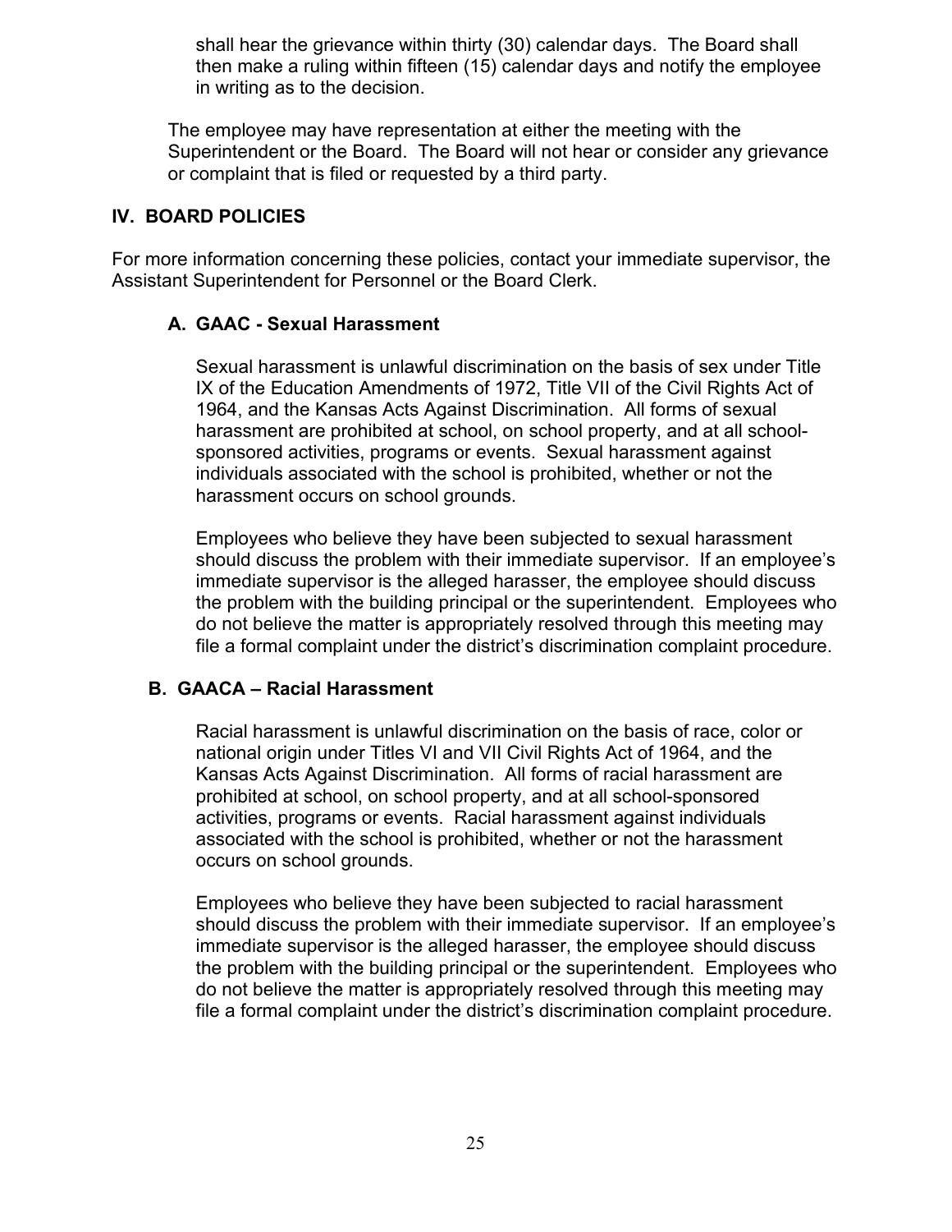shall hear the grievance within thirty (30) calendar days. The Board shall then make a ruling within fifteen (15) calendar days and notify the employee in writing as to the decision.

The employee may have representation at either the meeting with the Superintendent or the Board. The Board will not hear or consider any grievance or complaint that is filed or requested by a third party.

## IV. BOARD POLICIES

For more information concerning these policies, contact your immediate supervisor, the Assistant Superintendent for Personnel or the Board Clerk.

### A. GAAC - Sexual Harassment

Sexual harassment is unlawful discrimination on the basis of sex under Title IX of the Education Amendments of 1972, Title VII of the Civil Rights Act of 1964, and the Kansas Acts Against Discrimination. All forms of sexual harassment are prohibited at school, on school property, and at all school-sponsored activities, programs or events. Sexual harassment against individuals associated with the school is prohibited, whether or not the harassment occurs on school grounds.

Employees who believe they have been subjected to sexual harassment should discuss the problem with their immediate supervisor. If an employee's immediate supervisor is the alleged harasser, the employee should discuss the problem with the building principal or the superintendent. Employees who do not believe the matter is appropriately resolved through this meeting may file a formal complaint under the district's discrimination complaint procedure.

### B. GAACA – Racial Harassment

Racial harassment is unlawful discrimination on the basis of race, color or national origin under Titles VI and VII Civil Rights Act of 1964, and the Kansas Acts Against Discrimination. All forms of racial harassment are prohibited at school, on school property, and at all school-sponsored activities, programs or events. Racial harassment against individuals associated with the school is prohibited, whether or not the harassment occurs on school grounds.

Employees who believe they have been subjected to racial harassment should discuss the problem with their immediate supervisor. If an employee's immediate supervisor is the alleged harasser, the employee should discuss the problem with the building principal or the superintendent. Employees who do not believe the matter is appropriately resolved through this meeting may file a formal complaint under the district's discrimination complaint procedure.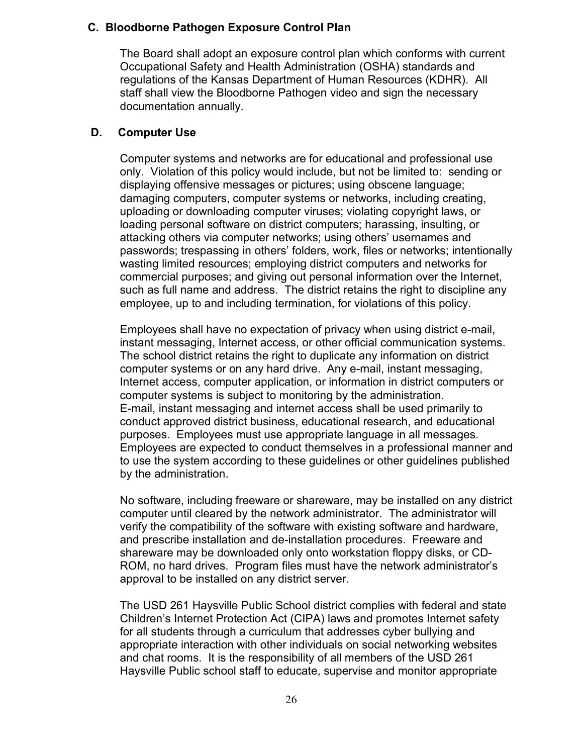### C. Bloodborne Pathogen Exposure Control Plan

The Board shall adopt an exposure control plan which conforms with current Occupational Safety and Health Administration (OSHA) standards and regulations of the Kansas Department of Human Resources (KDHR). All staff shall view the Bloodborne Pathogen video and sign the necessary documentation annually.

### D. Computer Use

Computer systems and networks are for educational and professional use only. Violation of this policy would include, but not be limited to: sending or displaying offensive messages or pictures; using obscene language; damaging computers, computer systems or networks, including creating, uploading or downloading computer viruses; violating copyright laws, or loading personal software on district computers; harassing, insulting, or attacking others via computer networks; using others' usernames and passwords; trespassing in others' folders, work, files or networks; intentionally wasting limited resources; employing district computers and networks for commercial purposes; and giving out personal information over the Internet, such as full name and address. The district retains the right to discipline any employee, up to and including termination, for violations of this policy.

Employees shall have no expectation of privacy when using district e-mail, instant messaging, Internet access, or other official communication systems. The school district retains the right to duplicate any information on district computer systems or on any hard drive. Any e-mail, instant messaging, Internet access, computer application, or information in district computers or computer systems is subject to monitoring by the administration. E-mail, instant messaging and internet access shall be used primarily to conduct approved district business, educational research, and educational purposes. Employees must use appropriate language in all messages. Employees are expected to conduct themselves in a professional manner and to use the system according to these guidelines or other guidelines published by the administration.

No software, including freeware or shareware, may be installed on any district computer until cleared by the network administrator. The administrator will verify the compatibility of the software with existing software and hardware, and prescribe installation and de-installation procedures. Freeware and shareware may be downloaded only onto workstation floppy disks, or CD-ROM, no hard drives. Program files must have the network administrator's approval to be installed on any district server.

The USD 261 Haysville Public School district complies with federal and state Children's Internet Protection Act (CIPA) laws and promotes Internet safety for all students through a curriculum that addresses cyber bullying and appropriate interaction with other individuals on social networking websites and chat rooms. It is the responsibility of all members of the USD 261 Haysville Public school staff to educate, supervise and monitor appropriate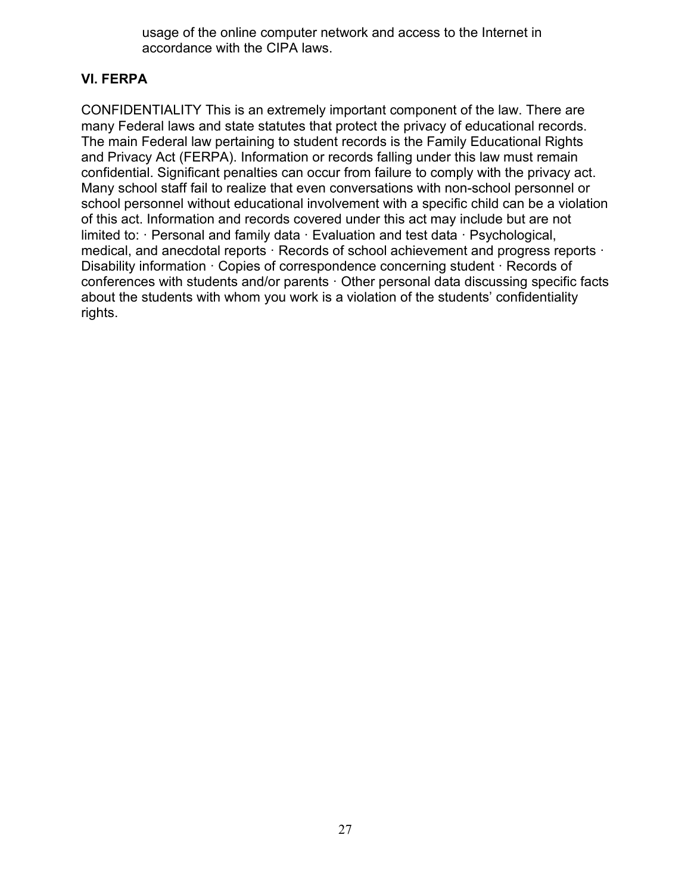usage of the online computer network and access to the Internet in accordance with the CIPA laws.

## VI. FERPA

CONFIDENTIALITY This is an extremely important component of the law. There are many Federal laws and state statutes that protect the privacy of educational records. The main Federal law pertaining to student records is the Family Educational Rights and Privacy Act (FERPA). Information or records falling under this law must remain confidential. Significant penalties can occur from failure to comply with the privacy act. Many school staff fail to realize that even conversations with non-school personnel or school personnel without educational involvement with a specific child can be a violation of this act. Information and records covered under this act may include but are not limited to: · Personal and family data · Evaluation and test data · Psychological, medical, and anecdotal reports · Records of school achievement and progress reports · Disability information · Copies of correspondence concerning student · Records of conferences with students and/or parents · Other personal data discussing specific facts about the students with whom you work is a violation of the students' confidentiality rights.